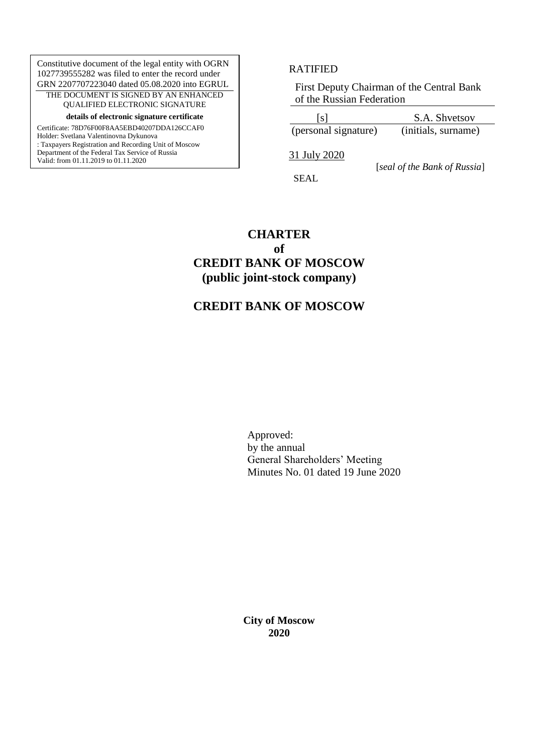Constitutive document of the legal entity with OGRN 1027739555282 was filed to enter the record under GRN 2207707223040 dated 05.08.2020 into EGRUL

THE DOCUMENT IS SIGNED BY AN ENHANCED QUALIFIED ELECTRONIC SIGNATURE

**details of electronic signature certificate**

Certificate: 78D76F00F8AA5EBD40207DDA126CCAF0
Holder: Svetlana Valentinovna Dykunova
: Taxpayers Registration and Recording Unit of Moscow Department of the Federal Tax Service of Russia
Valid: from 01.11.2019 to 01.11.2020

RATIFIED

First Deputy Chairman of the Central Bank of the Russian Federation

| [s] | S.A. Shvetsov |
|---|---|
| (personal signature) | (initials, surname) |

31 July 2020

[*seal of the Bank of Russia*]

SEAL

# CHARTER
# of
# CREDIT BANK OF MOSCOW
# (public joint-stock company)

# CREDIT BANK OF MOSCOW

Approved:
by the annual
General Shareholders' Meeting
Minutes No. 01 dated 19 June 2020

**City of Moscow**
**2020**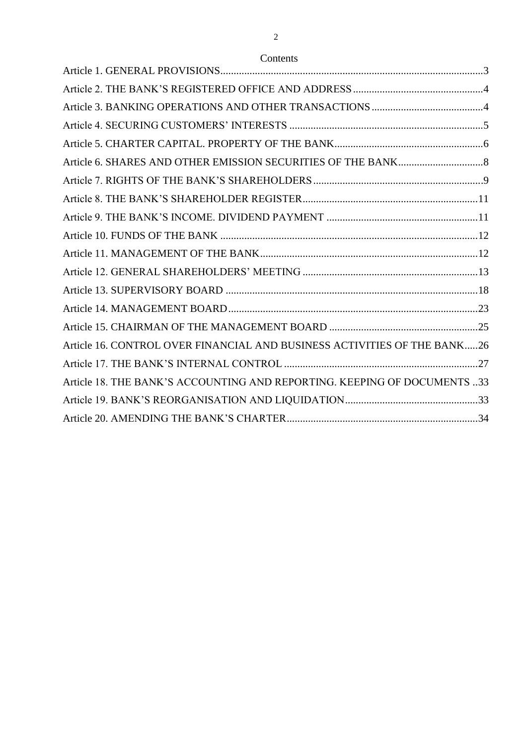# Contents

Article 1. GENERAL PROVISIONS....................................................................................................3

Article 2. THE BANK'S REGISTERED OFFICE AND ADDRESS..................................................4

Article 3. BANKING OPERATIONS AND OTHER TRANSACTIONS............................................4

Article 4. SECURING CUSTOMERS' INTERESTS ..........................................................................5

Article 5. CHARTER CAPITAL. PROPERTY OF THE BANK.........................................................6

Article 6. SHARES AND OTHER EMISSION SECURITIES OF THE BANK.................................8

Article 7. RIGHTS OF THE BANK'S SHAREHOLDERS.................................................................9

Article 8. THE BANK'S SHAREHOLDER REGISTER...................................................................11

Article 9. THE BANK'S INCOME. DIVIDEND PAYMENT ..........................................................11

Article 10. FUNDS OF THE BANK .................................................................................................12

Article 11. MANAGEMENT OF THE BANK...................................................................................12

Article 12. GENERAL SHAREHOLDERS' MEETING ...................................................................13

Article 13. SUPERVISORY BOARD ................................................................................................18

Article 14. MANAGEMENT BOARD...............................................................................................23

Article 15. CHAIRMAN OF THE MANAGEMENT BOARD .........................................................25

Article 16. CONTROL OVER FINANCIAL AND BUSINESS ACTIVITIES OF THE BANK.....26

Article 17. THE BANK'S INTERNAL CONTROL ..........................................................................27

Article 18. THE BANK'S ACCOUNTING AND REPORTING. KEEPING OF DOCUMENTS ..33

Article 19. BANK'S REORGANISATION AND LIQUIDATION...................................................33

Article 20. AMENDING THE BANK'S CHARTER........................................................................34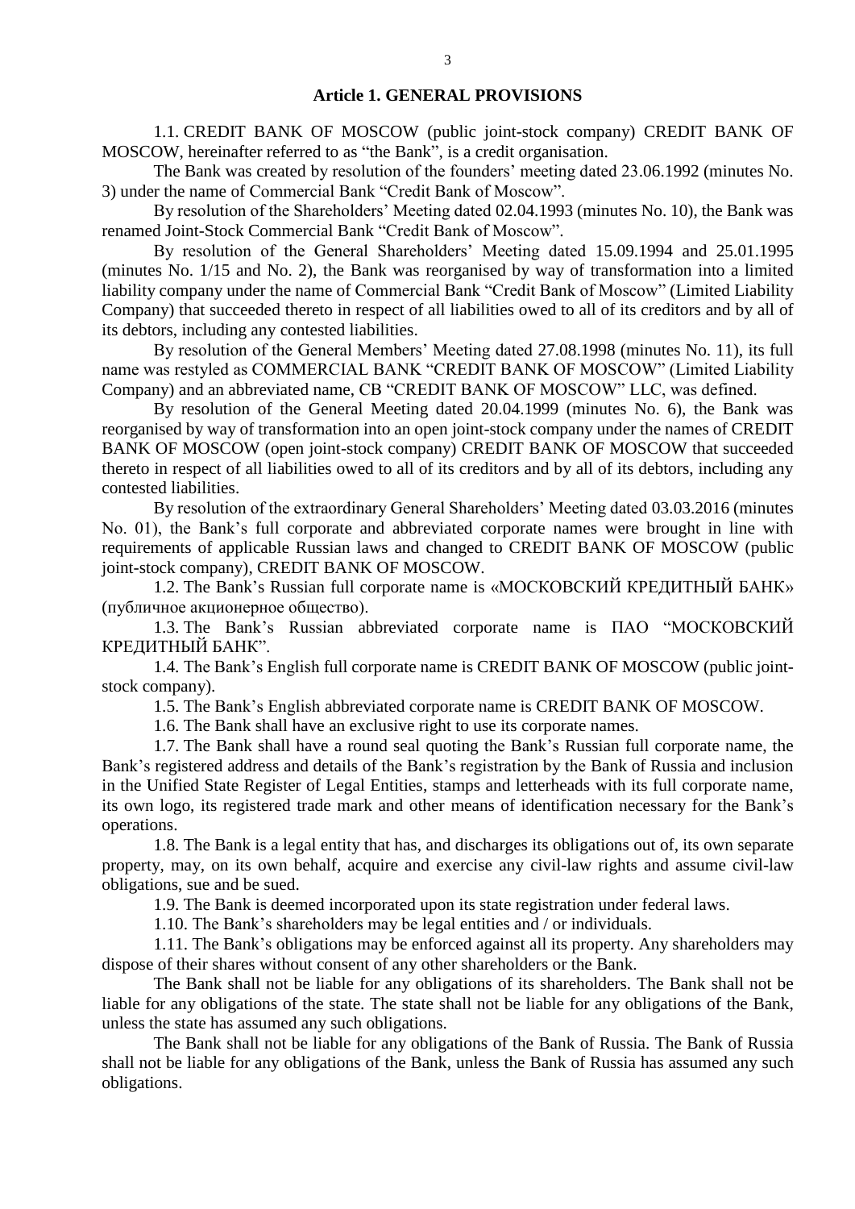## Article 1. GENERAL PROVISIONS

1.1. CREDIT BANK OF MOSCOW (public joint-stock company) CREDIT BANK OF MOSCOW, hereinafter referred to as "the Bank", is a credit organisation.

The Bank was created by resolution of the founders' meeting dated 23.06.1992 (minutes No. 3) under the name of Commercial Bank "Credit Bank of Moscow".

By resolution of the Shareholders' Meeting dated 02.04.1993 (minutes No. 10), the Bank was renamed Joint-Stock Commercial Bank "Credit Bank of Moscow".

By resolution of the General Shareholders' Meeting dated 15.09.1994 and 25.01.1995 (minutes No. 1/15 and No. 2), the Bank was reorganised by way of transformation into a limited liability company under the name of Commercial Bank "Credit Bank of Moscow" (Limited Liability Company) that succeeded thereto in respect of all liabilities owed to all of its creditors and by all of its debtors, including any contested liabilities.

By resolution of the General Members' Meeting dated 27.08.1998 (minutes No. 11), its full name was restyled as COMMERCIAL BANK "CREDIT BANK OF MOSCOW" (Limited Liability Company) and an abbreviated name, CB "CREDIT BANK OF MOSCOW" LLC, was defined.

By resolution of the General Meeting dated 20.04.1999 (minutes No. 6), the Bank was reorganised by way of transformation into an open joint-stock company under the names of CREDIT BANK OF MOSCOW (open joint-stock company) CREDIT BANK OF MOSCOW that succeeded thereto in respect of all liabilities owed to all of its creditors and by all of its debtors, including any contested liabilities.

By resolution of the extraordinary General Shareholders' Meeting dated 03.03.2016 (minutes No. 01), the Bank's full corporate and abbreviated corporate names were brought in line with requirements of applicable Russian laws and changed to CREDIT BANK OF MOSCOW (public joint-stock company), CREDIT BANK OF MOSCOW.

1.2. The Bank's Russian full corporate name is «МОСКОВСКИЙ КРЕДИТНЫЙ БАНК» (публичное акционерное общество).

1.3. The Bank's Russian abbreviated corporate name is ПАО "МОСКОВСКИЙ КРЕДИТНЫЙ БАНК".

1.4. The Bank's English full corporate name is CREDIT BANK OF MOSCOW (public joint-stock company).

1.5. The Bank's English abbreviated corporate name is CREDIT BANK OF MOSCOW.

1.6. The Bank shall have an exclusive right to use its corporate names.

1.7. The Bank shall have a round seal quoting the Bank's Russian full corporate name, the Bank's registered address and details of the Bank's registration by the Bank of Russia and inclusion in the Unified State Register of Legal Entities, stamps and letterheads with its full corporate name, its own logo, its registered trade mark and other means of identification necessary for the Bank's operations.

1.8. The Bank is a legal entity that has, and discharges its obligations out of, its own separate property, may, on its own behalf, acquire and exercise any civil-law rights and assume civil-law obligations, sue and be sued.

1.9. The Bank is deemed incorporated upon its state registration under federal laws.

1.10. The Bank's shareholders may be legal entities and / or individuals.

1.11. The Bank's obligations may be enforced against all its property. Any shareholders may dispose of their shares without consent of any other shareholders or the Bank.

The Bank shall not be liable for any obligations of its shareholders. The Bank shall not be liable for any obligations of the state. The state shall not be liable for any obligations of the Bank, unless the state has assumed any such obligations.

The Bank shall not be liable for any obligations of the Bank of Russia. The Bank of Russia shall not be liable for any obligations of the Bank, unless the Bank of Russia has assumed any such obligations.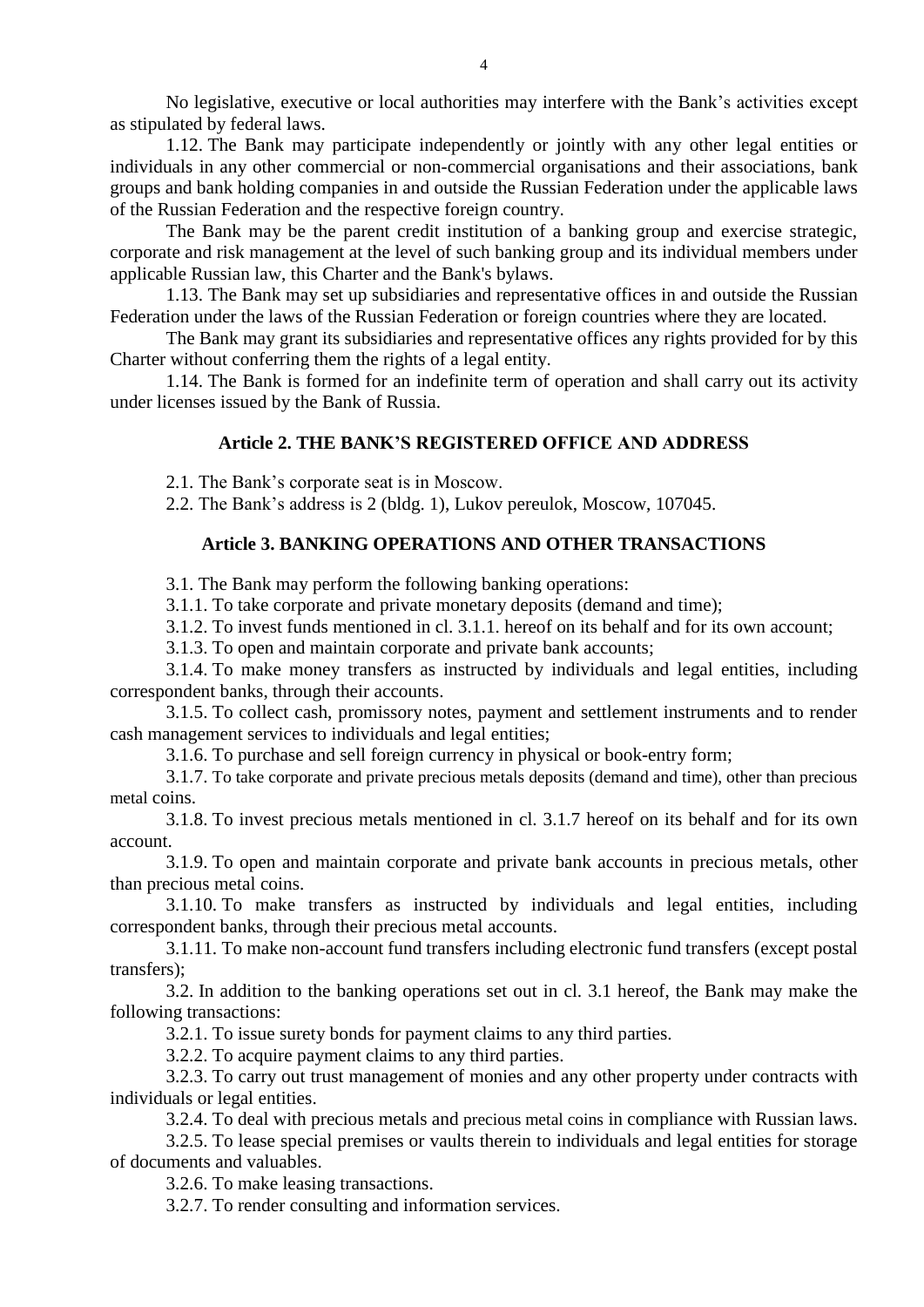No legislative, executive or local authorities may interfere with the Bank's activities except as stipulated by federal laws.

1.12. The Bank may participate independently or jointly with any other legal entities or individuals in any other commercial or non-commercial organisations and their associations, bank groups and bank holding companies in and outside the Russian Federation under the applicable laws of the Russian Federation and the respective foreign country.

The Bank may be the parent credit institution of a banking group and exercise strategic, corporate and risk management at the level of such banking group and its individual members under applicable Russian law, this Charter and the Bank's bylaws.

1.13. The Bank may set up subsidiaries and representative offices in and outside the Russian Federation under the laws of the Russian Federation or foreign countries where they are located.

The Bank may grant its subsidiaries and representative offices any rights provided for by this Charter without conferring them the rights of a legal entity.

1.14. The Bank is formed for an indefinite term of operation and shall carry out its activity under licenses issued by the Bank of Russia.

## Article 2. THE BANK'S REGISTERED OFFICE AND ADDRESS

2.1. The Bank's corporate seat is in Moscow.

2.2. The Bank's address is 2 (bldg. 1), Lukov pereulok, Moscow, 107045.

## Article 3. BANKING OPERATIONS AND OTHER TRANSACTIONS

3.1. The Bank may perform the following banking operations:

3.1.1. To take corporate and private monetary deposits (demand and time);

3.1.2. To invest funds mentioned in cl. 3.1.1. hereof on its behalf and for its own account;

3.1.3. To open and maintain corporate and private bank accounts;

3.1.4. To make money transfers as instructed by individuals and legal entities, including correspondent banks, through their accounts.

3.1.5. To collect cash, promissory notes, payment and settlement instruments and to render cash management services to individuals and legal entities;

3.1.6. To purchase and sell foreign currency in physical or book-entry form;

3.1.7. To take corporate and private precious metals deposits (demand and time), other than precious metal coins.

3.1.8. To invest precious metals mentioned in cl. 3.1.7 hereof on its behalf and for its own account.

3.1.9. To open and maintain corporate and private bank accounts in precious metals, other than precious metal coins.

3.1.10. To make transfers as instructed by individuals and legal entities, including correspondent banks, through their precious metal accounts.

3.1.11. To make non-account fund transfers including electronic fund transfers (except postal transfers);

3.2. In addition to the banking operations set out in cl. 3.1 hereof, the Bank may make the following transactions:

3.2.1. To issue surety bonds for payment claims to any third parties.

3.2.2. To acquire payment claims to any third parties.

3.2.3. To carry out trust management of monies and any other property under contracts with individuals or legal entities.

3.2.4. To deal with precious metals and precious metal coins in compliance with Russian laws.

3.2.5. To lease special premises or vaults therein to individuals and legal entities for storage of documents and valuables.

3.2.6. To make leasing transactions.

3.2.7. To render consulting and information services.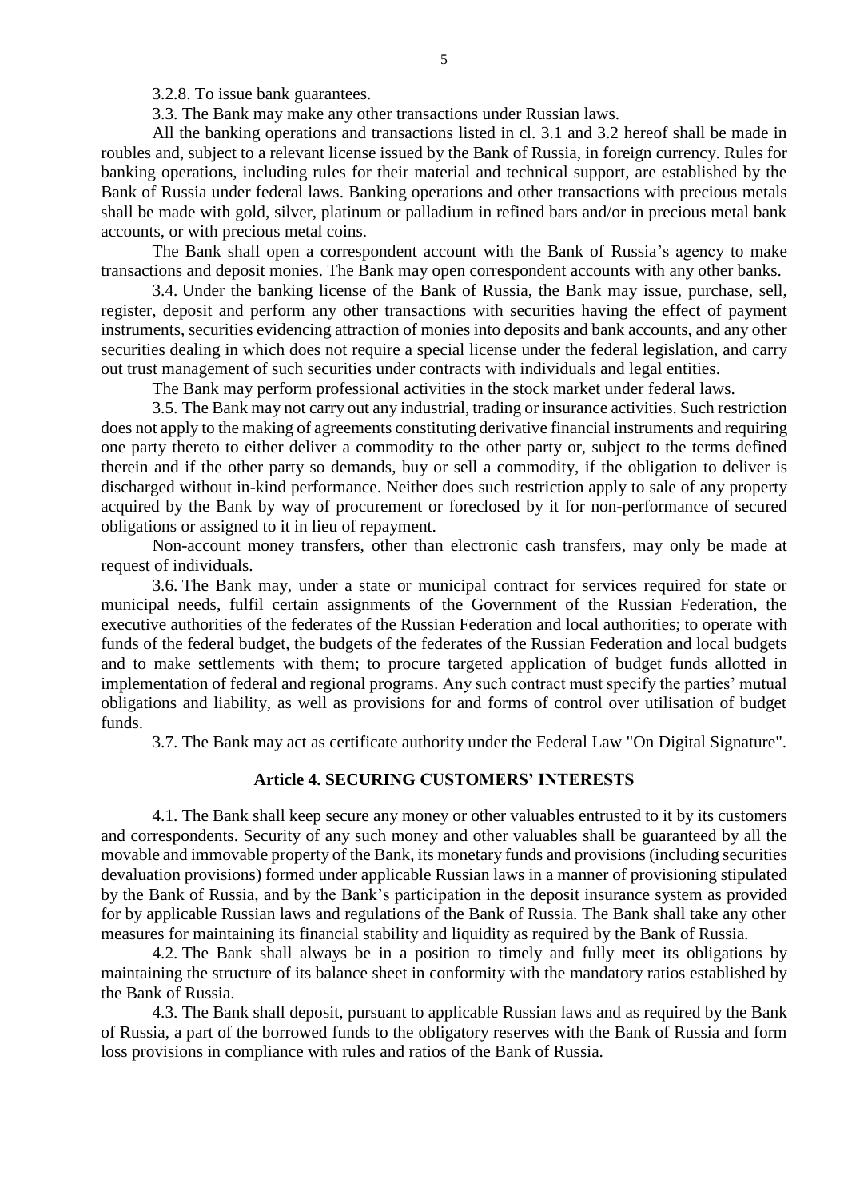3.2.8. To issue bank guarantees.

3.3. The Bank may make any other transactions under Russian laws.

All the banking operations and transactions listed in cl. 3.1 and 3.2 hereof shall be made in roubles and, subject to a relevant license issued by the Bank of Russia, in foreign currency. Rules for banking operations, including rules for their material and technical support, are established by the Bank of Russia under federal laws. Banking operations and other transactions with precious metals shall be made with gold, silver, platinum or palladium in refined bars and/or in precious metal bank accounts, or with precious metal coins.

The Bank shall open a correspondent account with the Bank of Russia's agency to make transactions and deposit monies. The Bank may open correspondent accounts with any other banks.

3.4. Under the banking license of the Bank of Russia, the Bank may issue, purchase, sell, register, deposit and perform any other transactions with securities having the effect of payment instruments, securities evidencing attraction of monies into deposits and bank accounts, and any other securities dealing in which does not require a special license under the federal legislation, and carry out trust management of such securities under contracts with individuals and legal entities.

The Bank may perform professional activities in the stock market under federal laws.

3.5. The Bank may not carry out any industrial, trading or insurance activities. Such restriction does not apply to the making of agreements constituting derivative financial instruments and requiring one party thereto to either deliver a commodity to the other party or, subject to the terms defined therein and if the other party so demands, buy or sell a commodity, if the obligation to deliver is discharged without in-kind performance. Neither does such restriction apply to sale of any property acquired by the Bank by way of procurement or foreclosed by it for non-performance of secured obligations or assigned to it in lieu of repayment.

Non-account money transfers, other than electronic cash transfers, may only be made at request of individuals.

3.6. The Bank may, under a state or municipal contract for services required for state or municipal needs, fulfil certain assignments of the Government of the Russian Federation, the executive authorities of the federates of the Russian Federation and local authorities; to operate with funds of the federal budget, the budgets of the federates of the Russian Federation and local budgets and to make settlements with them; to procure targeted application of budget funds allotted in implementation of federal and regional programs. Any such contract must specify the parties' mutual obligations and liability, as well as provisions for and forms of control over utilisation of budget funds.

3.7. The Bank may act as certificate authority under the Federal Law "On Digital Signature".

## Article 4. SECURING CUSTOMERS' INTERESTS

4.1. The Bank shall keep secure any money or other valuables entrusted to it by its customers and correspondents. Security of any such money and other valuables shall be guaranteed by all the movable and immovable property of the Bank, its monetary funds and provisions (including securities devaluation provisions) formed under applicable Russian laws in a manner of provisioning stipulated by the Bank of Russia, and by the Bank's participation in the deposit insurance system as provided for by applicable Russian laws and regulations of the Bank of Russia. The Bank shall take any other measures for maintaining its financial stability and liquidity as required by the Bank of Russia.

4.2. The Bank shall always be in a position to timely and fully meet its obligations by maintaining the structure of its balance sheet in conformity with the mandatory ratios established by the Bank of Russia.

4.3. The Bank shall deposit, pursuant to applicable Russian laws and as required by the Bank of Russia, a part of the borrowed funds to the obligatory reserves with the Bank of Russia and form loss provisions in compliance with rules and ratios of the Bank of Russia.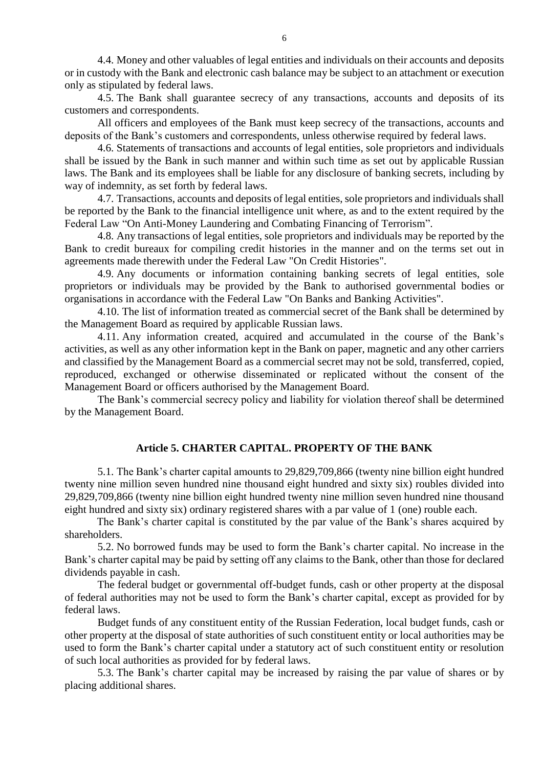4.4. Money and other valuables of legal entities and individuals on their accounts and deposits or in custody with the Bank and electronic cash balance may be subject to an attachment or execution only as stipulated by federal laws.

4.5. The Bank shall guarantee secrecy of any transactions, accounts and deposits of its customers and correspondents.

All officers and employees of the Bank must keep secrecy of the transactions, accounts and deposits of the Bank's customers and correspondents, unless otherwise required by federal laws.

4.6. Statements of transactions and accounts of legal entities, sole proprietors and individuals shall be issued by the Bank in such manner and within such time as set out by applicable Russian laws. The Bank and its employees shall be liable for any disclosure of banking secrets, including by way of indemnity, as set forth by federal laws.

4.7. Transactions, accounts and deposits of legal entities, sole proprietors and individuals shall be reported by the Bank to the financial intelligence unit where, as and to the extent required by the Federal Law "On Anti-Money Laundering and Combating Financing of Terrorism".

4.8. Any transactions of legal entities, sole proprietors and individuals may be reported by the Bank to credit bureaux for compiling credit histories in the manner and on the terms set out in agreements made therewith under the Federal Law "On Credit Histories".

4.9. Any documents or information containing banking secrets of legal entities, sole proprietors or individuals may be provided by the Bank to authorised governmental bodies or organisations in accordance with the Federal Law "On Banks and Banking Activities".

4.10. The list of information treated as commercial secret of the Bank shall be determined by the Management Board as required by applicable Russian laws.

4.11. Any information created, acquired and accumulated in the course of the Bank's activities, as well as any other information kept in the Bank on paper, magnetic and any other carriers and classified by the Management Board as a commercial secret may not be sold, transferred, copied, reproduced, exchanged or otherwise disseminated or replicated without the consent of the Management Board or officers authorised by the Management Board.

The Bank's commercial secrecy policy and liability for violation thereof shall be determined by the Management Board.

## Article 5. CHARTER CAPITAL. PROPERTY OF THE BANK

5.1. The Bank's charter capital amounts to 29,829,709,866 (twenty nine billion eight hundred twenty nine million seven hundred nine thousand eight hundred and sixty six) roubles divided into 29,829,709,866 (twenty nine billion eight hundred twenty nine million seven hundred nine thousand eight hundred and sixty six) ordinary registered shares with a par value of 1 (one) rouble each.

The Bank's charter capital is constituted by the par value of the Bank's shares acquired by shareholders.

5.2. No borrowed funds may be used to form the Bank's charter capital. No increase in the Bank's charter capital may be paid by setting off any claims to the Bank, other than those for declared dividends payable in cash.

The federal budget or governmental off-budget funds, cash or other property at the disposal of federal authorities may not be used to form the Bank's charter capital, except as provided for by federal laws.

Budget funds of any constituent entity of the Russian Federation, local budget funds, cash or other property at the disposal of state authorities of such constituent entity or local authorities may be used to form the Bank's charter capital under a statutory act of such constituent entity or resolution of such local authorities as provided for by federal laws.

5.3. The Bank's charter capital may be increased by raising the par value of shares or by placing additional shares.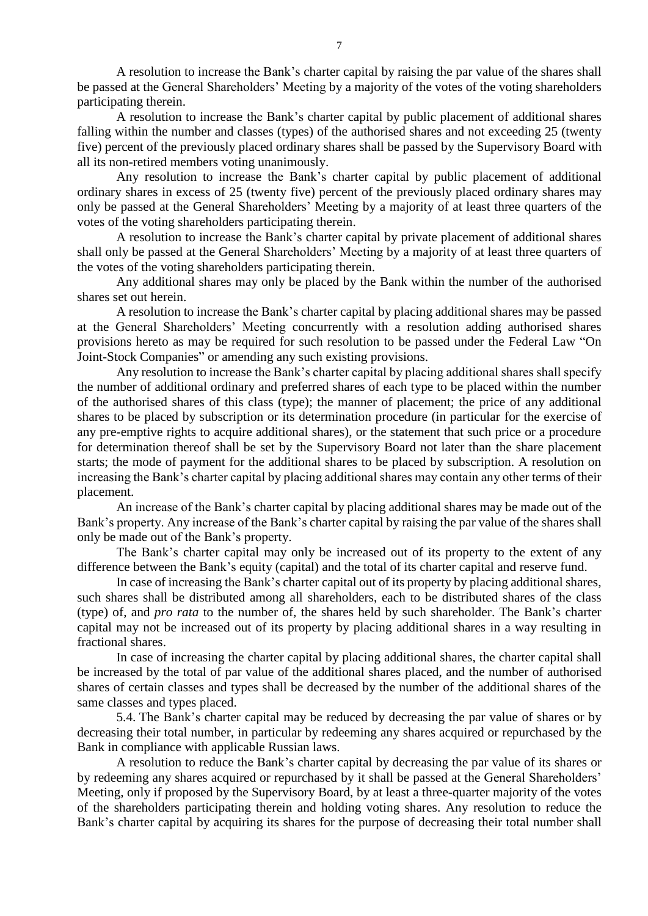A resolution to increase the Bank's charter capital by raising the par value of the shares shall be passed at the General Shareholders' Meeting by a majority of the votes of the voting shareholders participating therein.

A resolution to increase the Bank's charter capital by public placement of additional shares falling within the number and classes (types) of the authorised shares and not exceeding 25 (twenty five) percent of the previously placed ordinary shares shall be passed by the Supervisory Board with all its non-retired members voting unanimously.

Any resolution to increase the Bank's charter capital by public placement of additional ordinary shares in excess of 25 (twenty five) percent of the previously placed ordinary shares may only be passed at the General Shareholders' Meeting by a majority of at least three quarters of the votes of the voting shareholders participating therein.

A resolution to increase the Bank's charter capital by private placement of additional shares shall only be passed at the General Shareholders' Meeting by a majority of at least three quarters of the votes of the voting shareholders participating therein.

Any additional shares may only be placed by the Bank within the number of the authorised shares set out herein.

A resolution to increase the Bank's charter capital by placing additional shares may be passed at the General Shareholders' Meeting concurrently with a resolution adding authorised shares provisions hereto as may be required for such resolution to be passed under the Federal Law "On Joint-Stock Companies" or amending any such existing provisions.

Any resolution to increase the Bank's charter capital by placing additional shares shall specify the number of additional ordinary and preferred shares of each type to be placed within the number of the authorised shares of this class (type); the manner of placement; the price of any additional shares to be placed by subscription or its determination procedure (in particular for the exercise of any pre-emptive rights to acquire additional shares), or the statement that such price or a procedure for determination thereof shall be set by the Supervisory Board not later than the share placement starts; the mode of payment for the additional shares to be placed by subscription. A resolution on increasing the Bank's charter capital by placing additional shares may contain any other terms of their placement.

An increase of the Bank's charter capital by placing additional shares may be made out of the Bank's property. Any increase of the Bank's charter capital by raising the par value of the shares shall only be made out of the Bank's property.

The Bank's charter capital may only be increased out of its property to the extent of any difference between the Bank's equity (capital) and the total of its charter capital and reserve fund.

In case of increasing the Bank's charter capital out of its property by placing additional shares, such shares shall be distributed among all shareholders, each to be distributed shares of the class (type) of, and *pro rata* to the number of, the shares held by such shareholder. The Bank's charter capital may not be increased out of its property by placing additional shares in a way resulting in fractional shares.

In case of increasing the charter capital by placing additional shares, the charter capital shall be increased by the total of par value of the additional shares placed, and the number of authorised shares of certain classes and types shall be decreased by the number of the additional shares of the same classes and types placed.

5.4. The Bank's charter capital may be reduced by decreasing the par value of shares or by decreasing their total number, in particular by redeeming any shares acquired or repurchased by the Bank in compliance with applicable Russian laws.

A resolution to reduce the Bank's charter capital by decreasing the par value of its shares or by redeeming any shares acquired or repurchased by it shall be passed at the General Shareholders' Meeting, only if proposed by the Supervisory Board, by at least a three-quarter majority of the votes of the shareholders participating therein and holding voting shares. Any resolution to reduce the Bank's charter capital by acquiring its shares for the purpose of decreasing their total number shall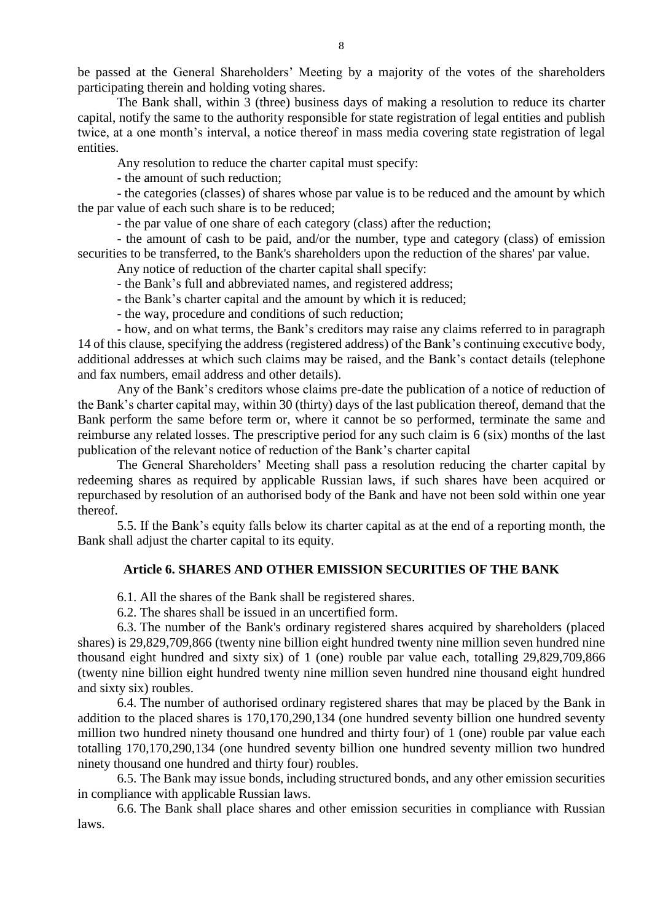be passed at the General Shareholders' Meeting by a majority of the votes of the shareholders participating therein and holding voting shares.

The Bank shall, within 3 (three) business days of making a resolution to reduce its charter capital, notify the same to the authority responsible for state registration of legal entities and publish twice, at a one month's interval, a notice thereof in mass media covering state registration of legal entities.

Any resolution to reduce the charter capital must specify:

- the amount of such reduction;
- the categories (classes) of shares whose par value is to be reduced and the amount by which the par value of each such share is to be reduced;
- the par value of one share of each category (class) after the reduction;
- the amount of cash to be paid, and/or the number, type and category (class) of emission securities to be transferred, to the Bank's shareholders upon the reduction of the shares' par value.

Any notice of reduction of the charter capital shall specify:

- the Bank's full and abbreviated names, and registered address;
- the Bank's charter capital and the amount by which it is reduced;
- the way, procedure and conditions of such reduction;
- how, and on what terms, the Bank's creditors may raise any claims referred to in paragraph 14 of this clause, specifying the address (registered address) of the Bank's continuing executive body, additional addresses at which such claims may be raised, and the Bank's contact details (telephone and fax numbers, email address and other details).

Any of the Bank's creditors whose claims pre-date the publication of a notice of reduction of the Bank's charter capital may, within 30 (thirty) days of the last publication thereof, demand that the Bank perform the same before term or, where it cannot be so performed, terminate the same and reimburse any related losses. The prescriptive period for any such claim is 6 (six) months of the last publication of the relevant notice of reduction of the Bank's charter capital

The General Shareholders' Meeting shall pass a resolution reducing the charter capital by redeeming shares as required by applicable Russian laws, if such shares have been acquired or repurchased by resolution of an authorised body of the Bank and have not been sold within one year thereof.

5.5. If the Bank's equity falls below its charter capital as at the end of a reporting month, the Bank shall adjust the charter capital to its equity.

## Article 6. SHARES AND OTHER EMISSION SECURITIES OF THE BANK

6.1. All the shares of the Bank shall be registered shares.

6.2. The shares shall be issued in an uncertified form.

6.3. The number of the Bank's ordinary registered shares acquired by shareholders (placed shares) is 29,829,709,866 (twenty nine billion eight hundred twenty nine million seven hundred nine thousand eight hundred and sixty six) of 1 (one) rouble par value each, totalling 29,829,709,866 (twenty nine billion eight hundred twenty nine million seven hundred nine thousand eight hundred and sixty six) roubles.

6.4. The number of authorised ordinary registered shares that may be placed by the Bank in addition to the placed shares is 170,170,290,134 (one hundred seventy billion one hundred seventy million two hundred ninety thousand one hundred and thirty four) of 1 (one) rouble par value each totalling 170,170,290,134 (one hundred seventy billion one hundred seventy million two hundred ninety thousand one hundred and thirty four) roubles.

6.5. The Bank may issue bonds, including structured bonds, and any other emission securities in compliance with applicable Russian laws.

6.6. The Bank shall place shares and other emission securities in compliance with Russian laws.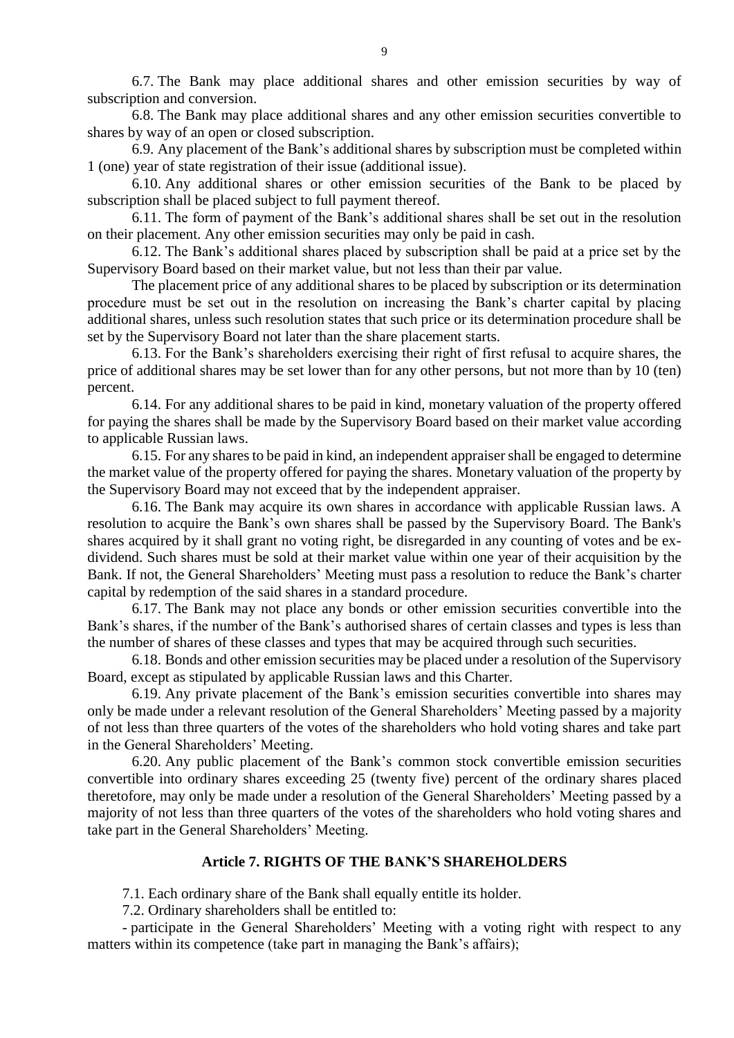6.7. The Bank may place additional shares and other emission securities by way of subscription and conversion.

6.8. The Bank may place additional shares and any other emission securities convertible to shares by way of an open or closed subscription.

6.9. Any placement of the Bank's additional shares by subscription must be completed within 1 (one) year of state registration of their issue (additional issue).

6.10. Any additional shares or other emission securities of the Bank to be placed by subscription shall be placed subject to full payment thereof.

6.11. The form of payment of the Bank's additional shares shall be set out in the resolution on their placement. Any other emission securities may only be paid in cash.

6.12. The Bank's additional shares placed by subscription shall be paid at a price set by the Supervisory Board based on their market value, but not less than their par value.

The placement price of any additional shares to be placed by subscription or its determination procedure must be set out in the resolution on increasing the Bank's charter capital by placing additional shares, unless such resolution states that such price or its determination procedure shall be set by the Supervisory Board not later than the share placement starts.

6.13. For the Bank's shareholders exercising their right of first refusal to acquire shares, the price of additional shares may be set lower than for any other persons, but not more than by 10 (ten) percent.

6.14. For any additional shares to be paid in kind, monetary valuation of the property offered for paying the shares shall be made by the Supervisory Board based on their market value according to applicable Russian laws.

6.15. For any shares to be paid in kind, an independent appraiser shall be engaged to determine the market value of the property offered for paying the shares. Monetary valuation of the property by the Supervisory Board may not exceed that by the independent appraiser.

6.16. The Bank may acquire its own shares in accordance with applicable Russian laws. A resolution to acquire the Bank's own shares shall be passed by the Supervisory Board. The Bank's shares acquired by it shall grant no voting right, be disregarded in any counting of votes and be ex-dividend. Such shares must be sold at their market value within one year of their acquisition by the Bank. If not, the General Shareholders' Meeting must pass a resolution to reduce the Bank's charter capital by redemption of the said shares in a standard procedure.

6.17. The Bank may not place any bonds or other emission securities convertible into the Bank's shares, if the number of the Bank's authorised shares of certain classes and types is less than the number of shares of these classes and types that may be acquired through such securities.

6.18. Bonds and other emission securities may be placed under a resolution of the Supervisory Board, except as stipulated by applicable Russian laws and this Charter.

6.19. Any private placement of the Bank's emission securities convertible into shares may only be made under a relevant resolution of the General Shareholders' Meeting passed by a majority of not less than three quarters of the votes of the shareholders who hold voting shares and take part in the General Shareholders' Meeting.

6.20. Any public placement of the Bank's common stock convertible emission securities convertible into ordinary shares exceeding 25 (twenty five) percent of the ordinary shares placed theretofore, may only be made under a resolution of the General Shareholders' Meeting passed by a majority of not less than three quarters of the votes of the shareholders who hold voting shares and take part in the General Shareholders' Meeting.

## Article 7. RIGHTS OF THE BANK'S SHAREHOLDERS

7.1. Each ordinary share of the Bank shall equally entitle its holder.

7.2. Ordinary shareholders shall be entitled to:

- participate in the General Shareholders' Meeting with a voting right with respect to any matters within its competence (take part in managing the Bank's affairs);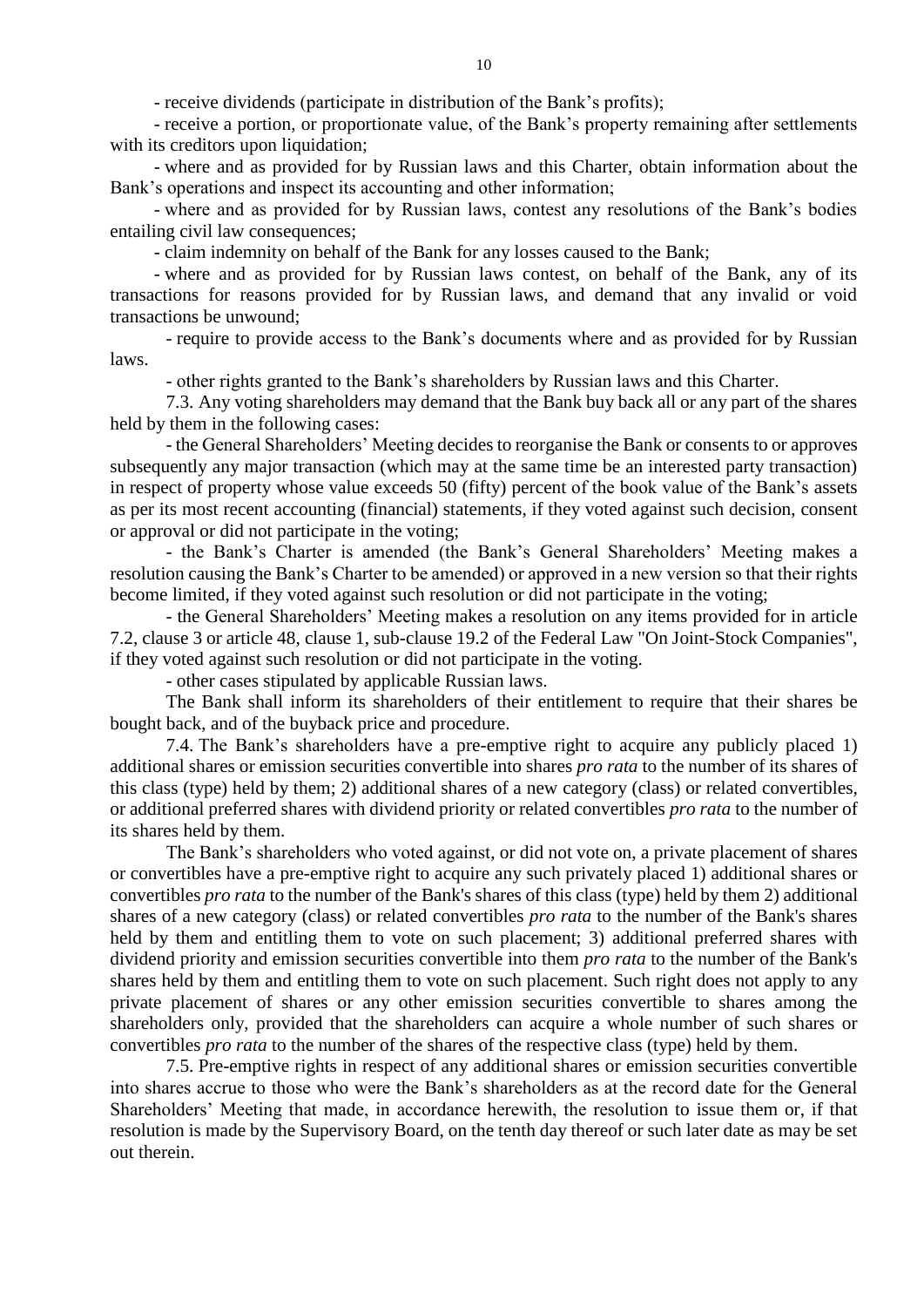- receive dividends (participate in distribution of the Bank's profits);

- receive a portion, or proportionate value, of the Bank's property remaining after settlements with its creditors upon liquidation;

- where and as provided for by Russian laws and this Charter, obtain information about the Bank's operations and inspect its accounting and other information;

- where and as provided for by Russian laws, contest any resolutions of the Bank's bodies entailing civil law consequences;

- claim indemnity on behalf of the Bank for any losses caused to the Bank;

- where and as provided for by Russian laws contest, on behalf of the Bank, any of its transactions for reasons provided for by Russian laws, and demand that any invalid or void transactions be unwound;

- require to provide access to the Bank's documents where and as provided for by Russian laws.

- other rights granted to the Bank's shareholders by Russian laws and this Charter.

7.3. Any voting shareholders may demand that the Bank buy back all or any part of the shares held by them in the following cases:

- the General Shareholders' Meeting decides to reorganise the Bank or consents to or approves subsequently any major transaction (which may at the same time be an interested party transaction) in respect of property whose value exceeds 50 (fifty) percent of the book value of the Bank's assets as per its most recent accounting (financial) statements, if they voted against such decision, consent or approval or did not participate in the voting;

- the Bank's Charter is amended (the Bank's General Shareholders' Meeting makes a resolution causing the Bank's Charter to be amended) or approved in a new version so that their rights become limited, if they voted against such resolution or did not participate in the voting;

- the General Shareholders' Meeting makes a resolution on any items provided for in article 7.2, clause 3 or article 48, clause 1, sub-clause 19.2 of the Federal Law "On Joint-Stock Companies", if they voted against such resolution or did not participate in the voting.

- other cases stipulated by applicable Russian laws.

The Bank shall inform its shareholders of their entitlement to require that their shares be bought back, and of the buyback price and procedure.

7.4. The Bank's shareholders have a pre-emptive right to acquire any publicly placed 1) additional shares or emission securities convertible into shares *pro rata* to the number of its shares of this class (type) held by them; 2) additional shares of a new category (class) or related convertibles, or additional preferred shares with dividend priority or related convertibles *pro rata* to the number of its shares held by them.

The Bank's shareholders who voted against, or did not vote on, a private placement of shares or convertibles have a pre-emptive right to acquire any such privately placed 1) additional shares or convertibles *pro rata* to the number of the Bank's shares of this class (type) held by them 2) additional shares of a new category (class) or related convertibles *pro rata* to the number of the Bank's shares held by them and entitling them to vote on such placement; 3) additional preferred shares with dividend priority and emission securities convertible into them *pro rata* to the number of the Bank's shares held by them and entitling them to vote on such placement. Such right does not apply to any private placement of shares or any other emission securities convertible to shares among the shareholders only, provided that the shareholders can acquire a whole number of such shares or convertibles *pro rata* to the number of the shares of the respective class (type) held by them.

7.5. Pre-emptive rights in respect of any additional shares or emission securities convertible into shares accrue to those who were the Bank's shareholders as at the record date for the General Shareholders' Meeting that made, in accordance herewith, the resolution to issue them or, if that resolution is made by the Supervisory Board, on the tenth day thereof or such later date as may be set out therein.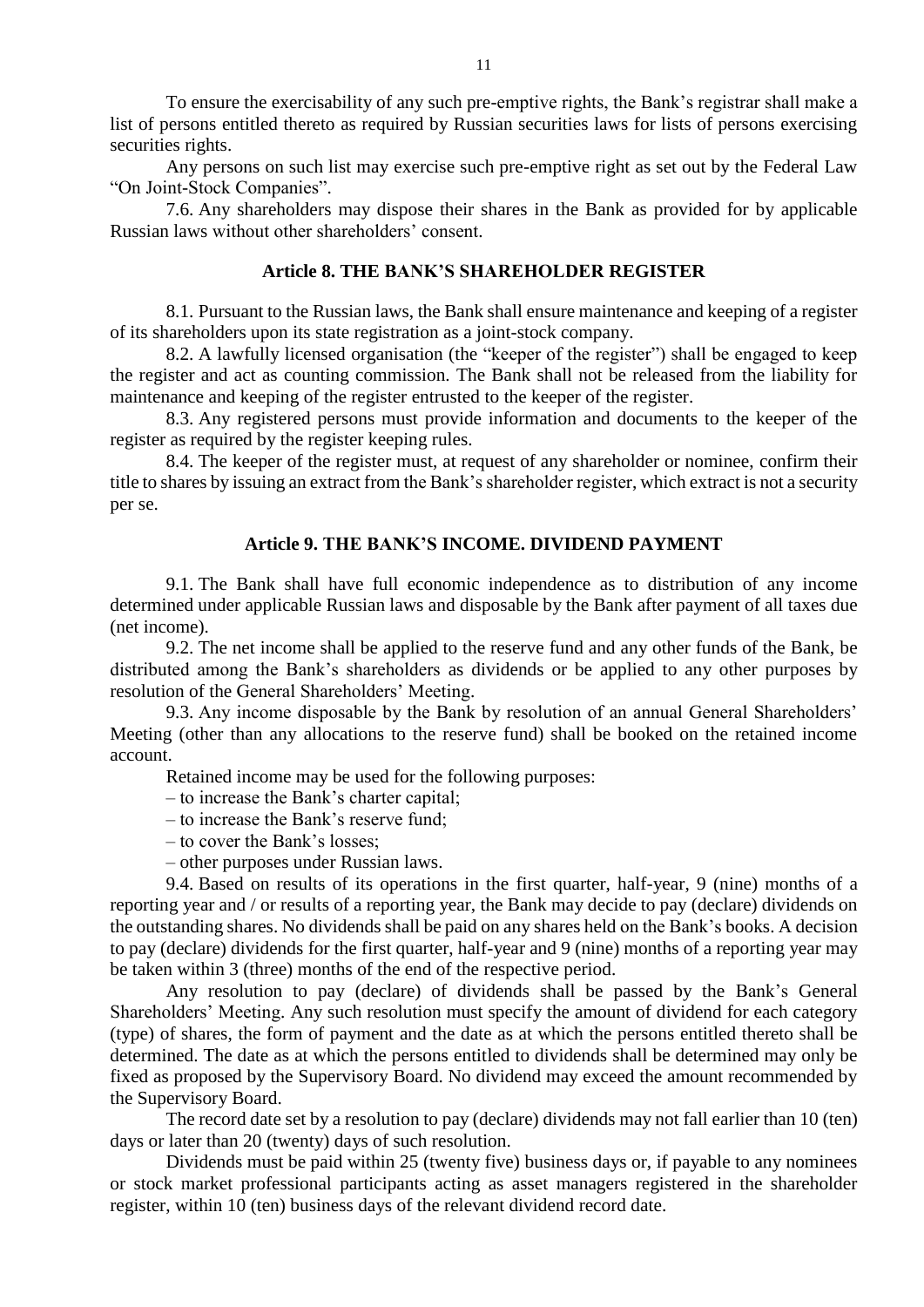To ensure the exercisability of any such pre-emptive rights, the Bank's registrar shall make a list of persons entitled thereto as required by Russian securities laws for lists of persons exercising securities rights.

Any persons on such list may exercise such pre-emptive right as set out by the Federal Law "On Joint-Stock Companies".

7.6. Any shareholders may dispose their shares in the Bank as provided for by applicable Russian laws without other shareholders' consent.

## Article 8. THE BANK'S SHAREHOLDER REGISTER

8.1. Pursuant to the Russian laws, the Bank shall ensure maintenance and keeping of a register of its shareholders upon its state registration as a joint-stock company.

8.2. A lawfully licensed organisation (the "keeper of the register") shall be engaged to keep the register and act as counting commission. The Bank shall not be released from the liability for maintenance and keeping of the register entrusted to the keeper of the register.

8.3. Any registered persons must provide information and documents to the keeper of the register as required by the register keeping rules.

8.4. The keeper of the register must, at request of any shareholder or nominee, confirm their title to shares by issuing an extract from the Bank's shareholder register, which extract is not a security per se.

## Article 9. THE BANK'S INCOME. DIVIDEND PAYMENT

9.1. The Bank shall have full economic independence as to distribution of any income determined under applicable Russian laws and disposable by the Bank after payment of all taxes due (net income).

9.2. The net income shall be applied to the reserve fund and any other funds of the Bank, be distributed among the Bank's shareholders as dividends or be applied to any other purposes by resolution of the General Shareholders' Meeting.

9.3. Any income disposable by the Bank by resolution of an annual General Shareholders' Meeting (other than any allocations to the reserve fund) shall be booked on the retained income account.

Retained income may be used for the following purposes:

– to increase the Bank's charter capital;

– to increase the Bank's reserve fund;

– to cover the Bank's losses;

– other purposes under Russian laws.

9.4. Based on results of its operations in the first quarter, half-year, 9 (nine) months of a reporting year and / or results of a reporting year, the Bank may decide to pay (declare) dividends on the outstanding shares. No dividends shall be paid on any shares held on the Bank's books. A decision to pay (declare) dividends for the first quarter, half-year and 9 (nine) months of a reporting year may be taken within 3 (three) months of the end of the respective period.

Any resolution to pay (declare) of dividends shall be passed by the Bank's General Shareholders' Meeting. Any such resolution must specify the amount of dividend for each category (type) of shares, the form of payment and the date as at which the persons entitled thereto shall be determined. The date as at which the persons entitled to dividends shall be determined may only be fixed as proposed by the Supervisory Board. No dividend may exceed the amount recommended by the Supervisory Board.

The record date set by a resolution to pay (declare) dividends may not fall earlier than 10 (ten) days or later than 20 (twenty) days of such resolution.

Dividends must be paid within 25 (twenty five) business days or, if payable to any nominees or stock market professional participants acting as asset managers registered in the shareholder register, within 10 (ten) business days of the relevant dividend record date.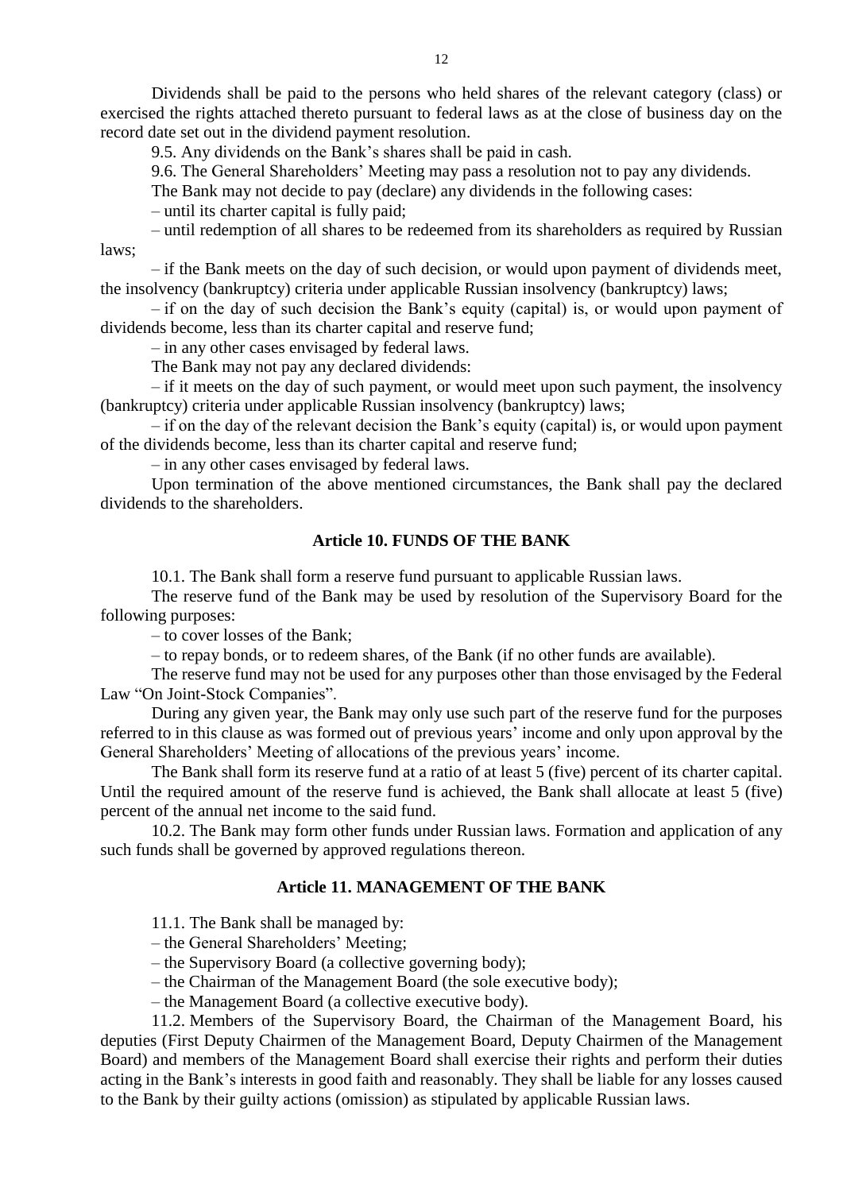Dividends shall be paid to the persons who held shares of the relevant category (class) or exercised the rights attached thereto pursuant to federal laws as at the close of business day on the record date set out in the dividend payment resolution.

9.5. Any dividends on the Bank's shares shall be paid in cash.

9.6. The General Shareholders' Meeting may pass a resolution not to pay any dividends.

The Bank may not decide to pay (declare) any dividends in the following cases:

– until its charter capital is fully paid;

– until redemption of all shares to be redeemed from its shareholders as required by Russian laws;

– if the Bank meets on the day of such decision, or would upon payment of dividends meet, the insolvency (bankruptcy) criteria under applicable Russian insolvency (bankruptcy) laws;

– if on the day of such decision the Bank's equity (capital) is, or would upon payment of dividends become, less than its charter capital and reserve fund;

– in any other cases envisaged by federal laws.

The Bank may not pay any declared dividends:

– if it meets on the day of such payment, or would meet upon such payment, the insolvency (bankruptcy) criteria under applicable Russian insolvency (bankruptcy) laws;

– if on the day of the relevant decision the Bank's equity (capital) is, or would upon payment of the dividends become, less than its charter capital and reserve fund;

– in any other cases envisaged by federal laws.

Upon termination of the above mentioned circumstances, the Bank shall pay the declared dividends to the shareholders.

## Article 10. FUNDS OF THE BANK

10.1. The Bank shall form a reserve fund pursuant to applicable Russian laws.

The reserve fund of the Bank may be used by resolution of the Supervisory Board for the following purposes:

– to cover losses of the Bank;

– to repay bonds, or to redeem shares, of the Bank (if no other funds are available).

The reserve fund may not be used for any purposes other than those envisaged by the Federal Law "On Joint-Stock Companies".

During any given year, the Bank may only use such part of the reserve fund for the purposes referred to in this clause as was formed out of previous years' income and only upon approval by the General Shareholders' Meeting of allocations of the previous years' income.

The Bank shall form its reserve fund at a ratio of at least 5 (five) percent of its charter capital. Until the required amount of the reserve fund is achieved, the Bank shall allocate at least 5 (five) percent of the annual net income to the said fund.

10.2. The Bank may form other funds under Russian laws. Formation and application of any such funds shall be governed by approved regulations thereon.

## Article 11. MANAGEMENT OF THE BANK

11.1. The Bank shall be managed by:

– the General Shareholders' Meeting;

– the Supervisory Board (a collective governing body);

– the Chairman of the Management Board (the sole executive body);

– the Management Board (a collective executive body).

11.2. Members of the Supervisory Board, the Chairman of the Management Board, his deputies (First Deputy Chairmen of the Management Board, Deputy Chairmen of the Management Board) and members of the Management Board shall exercise their rights and perform their duties acting in the Bank's interests in good faith and reasonably. They shall be liable for any losses caused to the Bank by their guilty actions (omission) as stipulated by applicable Russian laws.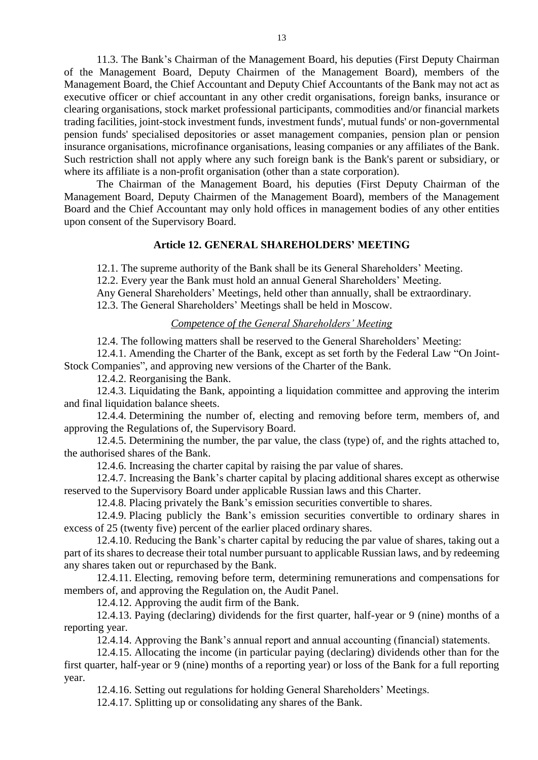11.3. The Bank's Chairman of the Management Board, his deputies (First Deputy Chairman of the Management Board, Deputy Chairmen of the Management Board), members of the Management Board, the Chief Accountant and Deputy Chief Accountants of the Bank may not act as executive officer or chief accountant in any other credit organisations, foreign banks, insurance or clearing organisations, stock market professional participants, commodities and/or financial markets trading facilities, joint-stock investment funds, investment funds', mutual funds' or non-governmental pension funds' specialised depositories or asset management companies, pension plan or pension insurance organisations, microfinance organisations, leasing companies or any affiliates of the Bank. Such restriction shall not apply where any such foreign bank is the Bank's parent or subsidiary, or where its affiliate is a non-profit organisation (other than a state corporation).

The Chairman of the Management Board, his deputies (First Deputy Chairman of the Management Board, Deputy Chairmen of the Management Board), members of the Management Board and the Chief Accountant may only hold offices in management bodies of any other entities upon consent of the Supervisory Board.

## Article 12. GENERAL SHAREHOLDERS' MEETING

12.1. The supreme authority of the Bank shall be its General Shareholders' Meeting.

12.2. Every year the Bank must hold an annual General Shareholders' Meeting.

Any General Shareholders' Meetings, held other than annually, shall be extraordinary.

12.3. The General Shareholders' Meetings shall be held in Moscow.

### *Competence of the General Shareholders' Meeting*

12.4. The following matters shall be reserved to the General Shareholders' Meeting:

12.4.1. Amending the Charter of the Bank, except as set forth by the Federal Law "On Joint-Stock Companies", and approving new versions of the Charter of the Bank.

12.4.2. Reorganising the Bank.

12.4.3. Liquidating the Bank, appointing a liquidation committee and approving the interim and final liquidation balance sheets.

12.4.4. Determining the number of, electing and removing before term, members of, and approving the Regulations of, the Supervisory Board.

12.4.5. Determining the number, the par value, the class (type) of, and the rights attached to, the authorised shares of the Bank.

12.4.6. Increasing the charter capital by raising the par value of shares.

12.4.7. Increasing the Bank's charter capital by placing additional shares except as otherwise reserved to the Supervisory Board under applicable Russian laws and this Charter.

12.4.8. Placing privately the Bank's emission securities convertible to shares.

12.4.9. Placing publicly the Bank's emission securities convertible to ordinary shares in excess of 25 (twenty five) percent of the earlier placed ordinary shares.

12.4.10. Reducing the Bank's charter capital by reducing the par value of shares, taking out a part of its shares to decrease their total number pursuant to applicable Russian laws, and by redeeming any shares taken out or repurchased by the Bank.

12.4.11. Electing, removing before term, determining remunerations and compensations for members of, and approving the Regulation on, the Audit Panel.

12.4.12. Approving the audit firm of the Bank.

12.4.13. Paying (declaring) dividends for the first quarter, half-year or 9 (nine) months of a reporting year.

12.4.14. Approving the Bank's annual report and annual accounting (financial) statements.

12.4.15. Allocating the income (in particular paying (declaring) dividends other than for the first quarter, half-year or 9 (nine) months of a reporting year) or loss of the Bank for a full reporting year.

12.4.16. Setting out regulations for holding General Shareholders' Meetings.

12.4.17. Splitting up or consolidating any shares of the Bank.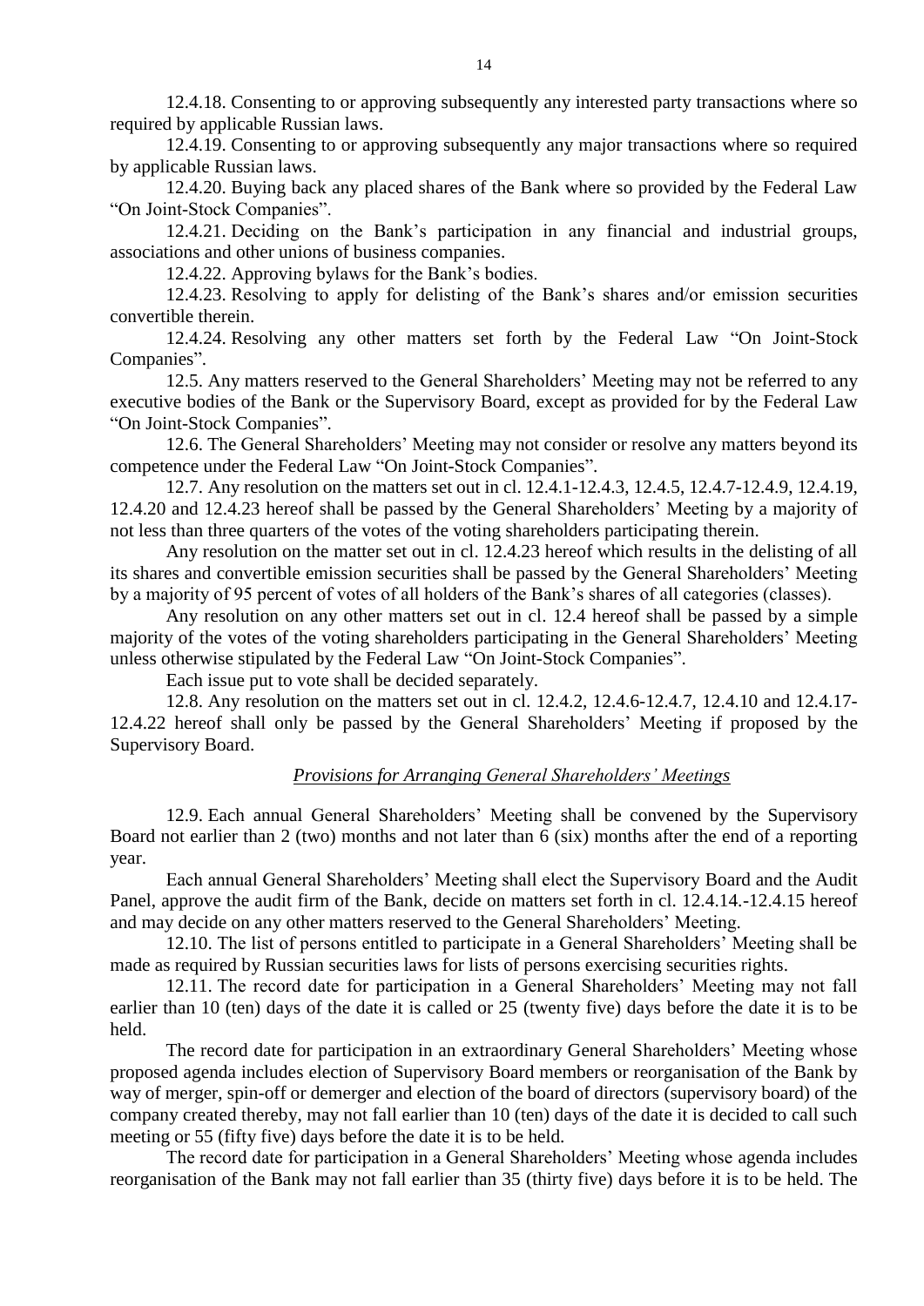12.4.18. Consenting to or approving subsequently any interested party transactions where so required by applicable Russian laws.

12.4.19. Consenting to or approving subsequently any major transactions where so required by applicable Russian laws.

12.4.20. Buying back any placed shares of the Bank where so provided by the Federal Law "On Joint-Stock Companies".

12.4.21. Deciding on the Bank's participation in any financial and industrial groups, associations and other unions of business companies.

12.4.22. Approving bylaws for the Bank's bodies.

12.4.23. Resolving to apply for delisting of the Bank's shares and/or emission securities convertible therein.

12.4.24. Resolving any other matters set forth by the Federal Law "On Joint-Stock Companies".

12.5. Any matters reserved to the General Shareholders' Meeting may not be referred to any executive bodies of the Bank or the Supervisory Board, except as provided for by the Federal Law "On Joint-Stock Companies".

12.6. The General Shareholders' Meeting may not consider or resolve any matters beyond its competence under the Federal Law "On Joint-Stock Companies".

12.7. Any resolution on the matters set out in cl. 12.4.1-12.4.3, 12.4.5, 12.4.7-12.4.9, 12.4.19, 12.4.20 and 12.4.23 hereof shall be passed by the General Shareholders' Meeting by a majority of not less than three quarters of the votes of the voting shareholders participating therein.

Any resolution on the matter set out in cl. 12.4.23 hereof which results in the delisting of all its shares and convertible emission securities shall be passed by the General Shareholders' Meeting by a majority of 95 percent of votes of all holders of the Bank's shares of all categories (classes).

Any resolution on any other matters set out in cl. 12.4 hereof shall be passed by a simple majority of the votes of the voting shareholders participating in the General Shareholders' Meeting unless otherwise stipulated by the Federal Law "On Joint-Stock Companies".

Each issue put to vote shall be decided separately.

12.8. Any resolution on the matters set out in cl. 12.4.2, 12.4.6-12.4.7, 12.4.10 and 12.4.17-12.4.22 hereof shall only be passed by the General Shareholders' Meeting if proposed by the Supervisory Board.

### *Provisions for Arranging General Shareholders' Meetings*

12.9. Each annual General Shareholders' Meeting shall be convened by the Supervisory Board not earlier than 2 (two) months and not later than 6 (six) months after the end of a reporting year.

Each annual General Shareholders' Meeting shall elect the Supervisory Board and the Audit Panel, approve the audit firm of the Bank, decide on matters set forth in cl. 12.4.14.-12.4.15 hereof and may decide on any other matters reserved to the General Shareholders' Meeting.

12.10. The list of persons entitled to participate in a General Shareholders' Meeting shall be made as required by Russian securities laws for lists of persons exercising securities rights.

12.11. The record date for participation in a General Shareholders' Meeting may not fall earlier than 10 (ten) days of the date it is called or 25 (twenty five) days before the date it is to be held.

The record date for participation in an extraordinary General Shareholders' Meeting whose proposed agenda includes election of Supervisory Board members or reorganisation of the Bank by way of merger, spin-off or demerger and election of the board of directors (supervisory board) of the company created thereby, may not fall earlier than 10 (ten) days of the date it is decided to call such meeting or 55 (fifty five) days before the date it is to be held.

The record date for participation in a General Shareholders' Meeting whose agenda includes reorganisation of the Bank may not fall earlier than 35 (thirty five) days before it is to be held. The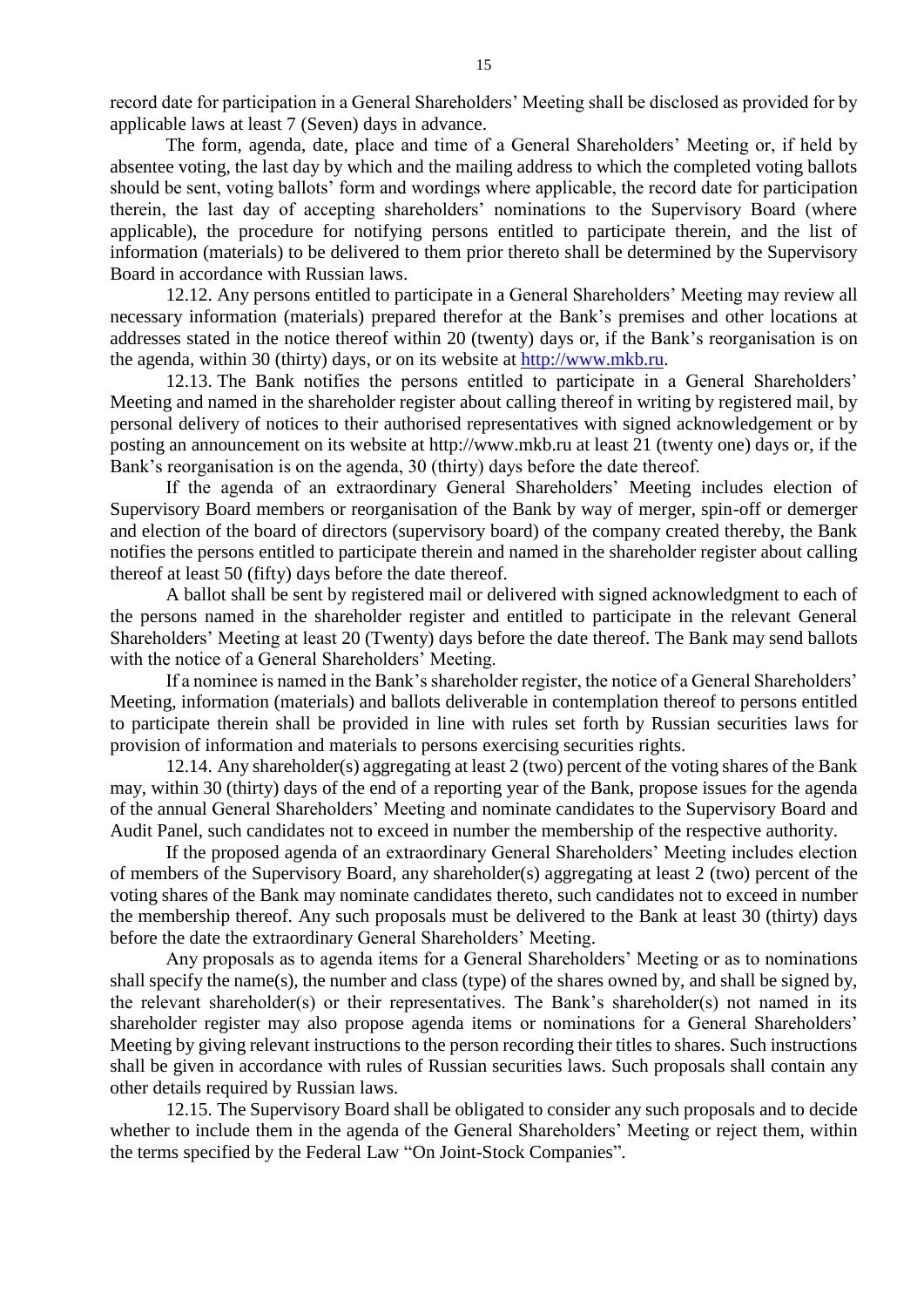record date for participation in a General Shareholders' Meeting shall be disclosed as provided for by applicable laws at least 7 (Seven) days in advance.

The form, agenda, date, place and time of a General Shareholders' Meeting or, if held by absentee voting, the last day by which and the mailing address to which the completed voting ballots should be sent, voting ballots' form and wordings where applicable, the record date for participation therein, the last day of accepting shareholders' nominations to the Supervisory Board (where applicable), the procedure for notifying persons entitled to participate therein, and the list of information (materials) to be delivered to them prior thereto shall be determined by the Supervisory Board in accordance with Russian laws.

12.12. Any persons entitled to participate in a General Shareholders' Meeting may review all necessary information (materials) prepared therefor at the Bank's premises and other locations at addresses stated in the notice thereof within 20 (twenty) days or, if the Bank's reorganisation is on the agenda, within 30 (thirty) days, or on its website at [http://www.mkb.ru](http://www.mkb.ru).

12.13. The Bank notifies the persons entitled to participate in a General Shareholders' Meeting and named in the shareholder register about calling thereof in writing by registered mail, by personal delivery of notices to their authorised representatives with signed acknowledgement or by posting an announcement on its website at http://www.mkb.ru at least 21 (twenty one) days or, if the Bank's reorganisation is on the agenda, 30 (thirty) days before the date thereof.

If the agenda of an extraordinary General Shareholders' Meeting includes election of Supervisory Board members or reorganisation of the Bank by way of merger, spin-off or demerger and election of the board of directors (supervisory board) of the company created thereby, the Bank notifies the persons entitled to participate therein and named in the shareholder register about calling thereof at least 50 (fifty) days before the date thereof.

A ballot shall be sent by registered mail or delivered with signed acknowledgment to each of the persons named in the shareholder register and entitled to participate in the relevant General Shareholders' Meeting at least 20 (Twenty) days before the date thereof. The Bank may send ballots with the notice of a General Shareholders' Meeting.

If a nominee is named in the Bank's shareholder register, the notice of a General Shareholders' Meeting, information (materials) and ballots deliverable in contemplation thereof to persons entitled to participate therein shall be provided in line with rules set forth by Russian securities laws for provision of information and materials to persons exercising securities rights.

12.14. Any shareholder(s) aggregating at least 2 (two) percent of the voting shares of the Bank may, within 30 (thirty) days of the end of a reporting year of the Bank, propose issues for the agenda of the annual General Shareholders' Meeting and nominate candidates to the Supervisory Board and Audit Panel, such candidates not to exceed in number the membership of the respective authority.

If the proposed agenda of an extraordinary General Shareholders' Meeting includes election of members of the Supervisory Board, any shareholder(s) aggregating at least 2 (two) percent of the voting shares of the Bank may nominate candidates thereto, such candidates not to exceed in number the membership thereof. Any such proposals must be delivered to the Bank at least 30 (thirty) days before the date the extraordinary General Shareholders' Meeting.

Any proposals as to agenda items for a General Shareholders' Meeting or as to nominations shall specify the name(s), the number and class (type) of the shares owned by, and shall be signed by, the relevant shareholder(s) or their representatives. The Bank's shareholder(s) not named in its shareholder register may also propose agenda items or nominations for a General Shareholders' Meeting by giving relevant instructions to the person recording their titles to shares. Such instructions shall be given in accordance with rules of Russian securities laws. Such proposals shall contain any other details required by Russian laws.

12.15. The Supervisory Board shall be obligated to consider any such proposals and to decide whether to include them in the agenda of the General Shareholders' Meeting or reject them, within the terms specified by the Federal Law "On Joint-Stock Companies".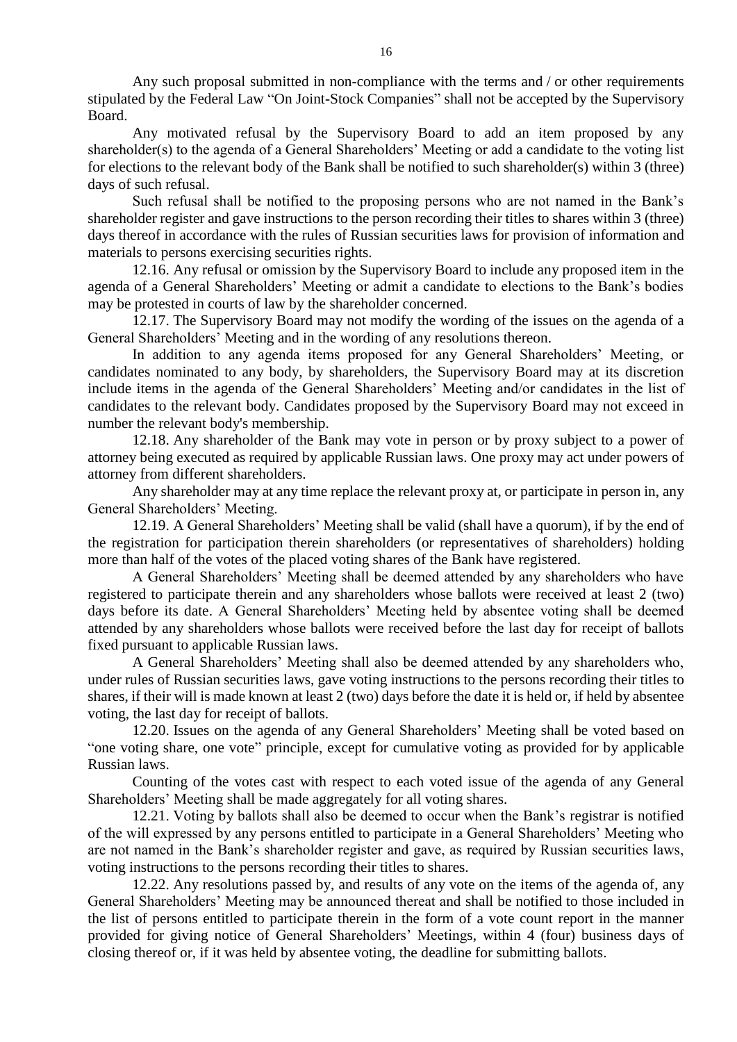Any such proposal submitted in non-compliance with the terms and / or other requirements stipulated by the Federal Law "On Joint-Stock Companies" shall not be accepted by the Supervisory Board.

Any motivated refusal by the Supervisory Board to add an item proposed by any shareholder(s) to the agenda of a General Shareholders' Meeting or add a candidate to the voting list for elections to the relevant body of the Bank shall be notified to such shareholder(s) within 3 (three) days of such refusal.

Such refusal shall be notified to the proposing persons who are not named in the Bank's shareholder register and gave instructions to the person recording their titles to shares within 3 (three) days thereof in accordance with the rules of Russian securities laws for provision of information and materials to persons exercising securities rights.

12.16. Any refusal or omission by the Supervisory Board to include any proposed item in the agenda of a General Shareholders' Meeting or admit a candidate to elections to the Bank's bodies may be protested in courts of law by the shareholder concerned.

12.17. The Supervisory Board may not modify the wording of the issues on the agenda of a General Shareholders' Meeting and in the wording of any resolutions thereon.

In addition to any agenda items proposed for any General Shareholders' Meeting, or candidates nominated to any body, by shareholders, the Supervisory Board may at its discretion include items in the agenda of the General Shareholders' Meeting and/or candidates in the list of candidates to the relevant body. Candidates proposed by the Supervisory Board may not exceed in number the relevant body's membership.

12.18. Any shareholder of the Bank may vote in person or by proxy subject to a power of attorney being executed as required by applicable Russian laws. One proxy may act under powers of attorney from different shareholders.

Any shareholder may at any time replace the relevant proxy at, or participate in person in, any General Shareholders' Meeting.

12.19. A General Shareholders' Meeting shall be valid (shall have a quorum), if by the end of the registration for participation therein shareholders (or representatives of shareholders) holding more than half of the votes of the placed voting shares of the Bank have registered.

A General Shareholders' Meeting shall be deemed attended by any shareholders who have registered to participate therein and any shareholders whose ballots were received at least 2 (two) days before its date. A General Shareholders' Meeting held by absentee voting shall be deemed attended by any shareholders whose ballots were received before the last day for receipt of ballots fixed pursuant to applicable Russian laws.

A General Shareholders' Meeting shall also be deemed attended by any shareholders who, under rules of Russian securities laws, gave voting instructions to the persons recording their titles to shares, if their will is made known at least 2 (two) days before the date it is held or, if held by absentee voting, the last day for receipt of ballots.

12.20. Issues on the agenda of any General Shareholders' Meeting shall be voted based on "one voting share, one vote" principle, except for cumulative voting as provided for by applicable Russian laws.

Counting of the votes cast with respect to each voted issue of the agenda of any General Shareholders' Meeting shall be made aggregately for all voting shares.

12.21. Voting by ballots shall also be deemed to occur when the Bank's registrar is notified of the will expressed by any persons entitled to participate in a General Shareholders' Meeting who are not named in the Bank's shareholder register and gave, as required by Russian securities laws, voting instructions to the persons recording their titles to shares.

12.22. Any resolutions passed by, and results of any vote on the items of the agenda of, any General Shareholders' Meeting may be announced thereat and shall be notified to those included in the list of persons entitled to participate therein in the form of a vote count report in the manner provided for giving notice of General Shareholders' Meetings, within 4 (four) business days of closing thereof or, if it was held by absentee voting, the deadline for submitting ballots.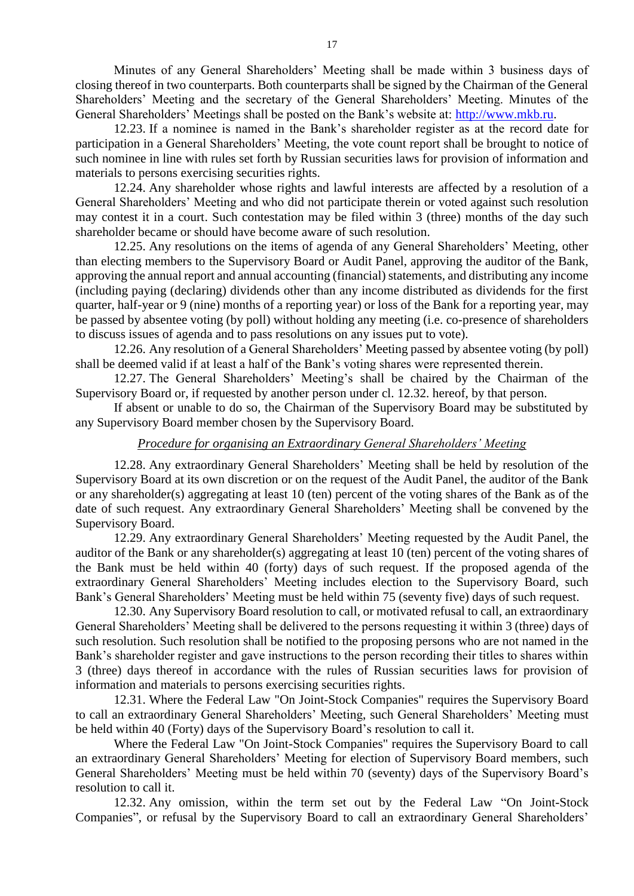Minutes of any General Shareholders' Meeting shall be made within 3 business days of closing thereof in two counterparts. Both counterparts shall be signed by the Chairman of the General Shareholders' Meeting and the secretary of the General Shareholders' Meeting. Minutes of the General Shareholders' Meetings shall be posted on the Bank's website at: http://www.mkb.ru.

12.23. If a nominee is named in the Bank's shareholder register as at the record date for participation in a General Shareholders' Meeting, the vote count report shall be brought to notice of such nominee in line with rules set forth by Russian securities laws for provision of information and materials to persons exercising securities rights.

12.24. Any shareholder whose rights and lawful interests are affected by a resolution of a General Shareholders' Meeting and who did not participate therein or voted against such resolution may contest it in a court. Such contestation may be filed within 3 (three) months of the day such shareholder became or should have become aware of such resolution.

12.25. Any resolutions on the items of agenda of any General Shareholders' Meeting, other than electing members to the Supervisory Board or Audit Panel, approving the auditor of the Bank, approving the annual report and annual accounting (financial) statements, and distributing any income (including paying (declaring) dividends other than any income distributed as dividends for the first quarter, half-year or 9 (nine) months of a reporting year) or loss of the Bank for a reporting year, may be passed by absentee voting (by poll) without holding any meeting (i.e. co-presence of shareholders to discuss issues of agenda and to pass resolutions on any issues put to vote).

12.26. Any resolution of a General Shareholders' Meeting passed by absentee voting (by poll) shall be deemed valid if at least a half of the Bank's voting shares were represented therein.

12.27. The General Shareholders' Meeting's shall be chaired by the Chairman of the Supervisory Board or, if requested by another person under cl. 12.32. hereof, by that person.

If absent or unable to do so, the Chairman of the Supervisory Board may be substituted by any Supervisory Board member chosen by the Supervisory Board.

*Procedure for organising an Extraordinary General Shareholders' Meeting*

12.28. Any extraordinary General Shareholders' Meeting shall be held by resolution of the Supervisory Board at its own discretion or on the request of the Audit Panel, the auditor of the Bank or any shareholder(s) aggregating at least 10 (ten) percent of the voting shares of the Bank as of the date of such request. Any extraordinary General Shareholders' Meeting shall be convened by the Supervisory Board.

12.29. Any extraordinary General Shareholders' Meeting requested by the Audit Panel, the auditor of the Bank or any shareholder(s) aggregating at least 10 (ten) percent of the voting shares of the Bank must be held within 40 (forty) days of such request. If the proposed agenda of the extraordinary General Shareholders' Meeting includes election to the Supervisory Board, such Bank's General Shareholders' Meeting must be held within 75 (seventy five) days of such request.

12.30. Any Supervisory Board resolution to call, or motivated refusal to call, an extraordinary General Shareholders' Meeting shall be delivered to the persons requesting it within 3 (three) days of such resolution. Such resolution shall be notified to the proposing persons who are not named in the Bank's shareholder register and gave instructions to the person recording their titles to shares within 3 (three) days thereof in accordance with the rules of Russian securities laws for provision of information and materials to persons exercising securities rights.

12.31. Where the Federal Law "On Joint-Stock Companies" requires the Supervisory Board to call an extraordinary General Shareholders' Meeting, such General Shareholders' Meeting must be held within 40 (Forty) days of the Supervisory Board's resolution to call it.

Where the Federal Law "On Joint-Stock Companies" requires the Supervisory Board to call an extraordinary General Shareholders' Meeting for election of Supervisory Board members, such General Shareholders' Meeting must be held within 70 (seventy) days of the Supervisory Board's resolution to call it.

12.32. Any omission, within the term set out by the Federal Law "On Joint-Stock Companies", or refusal by the Supervisory Board to call an extraordinary General Shareholders'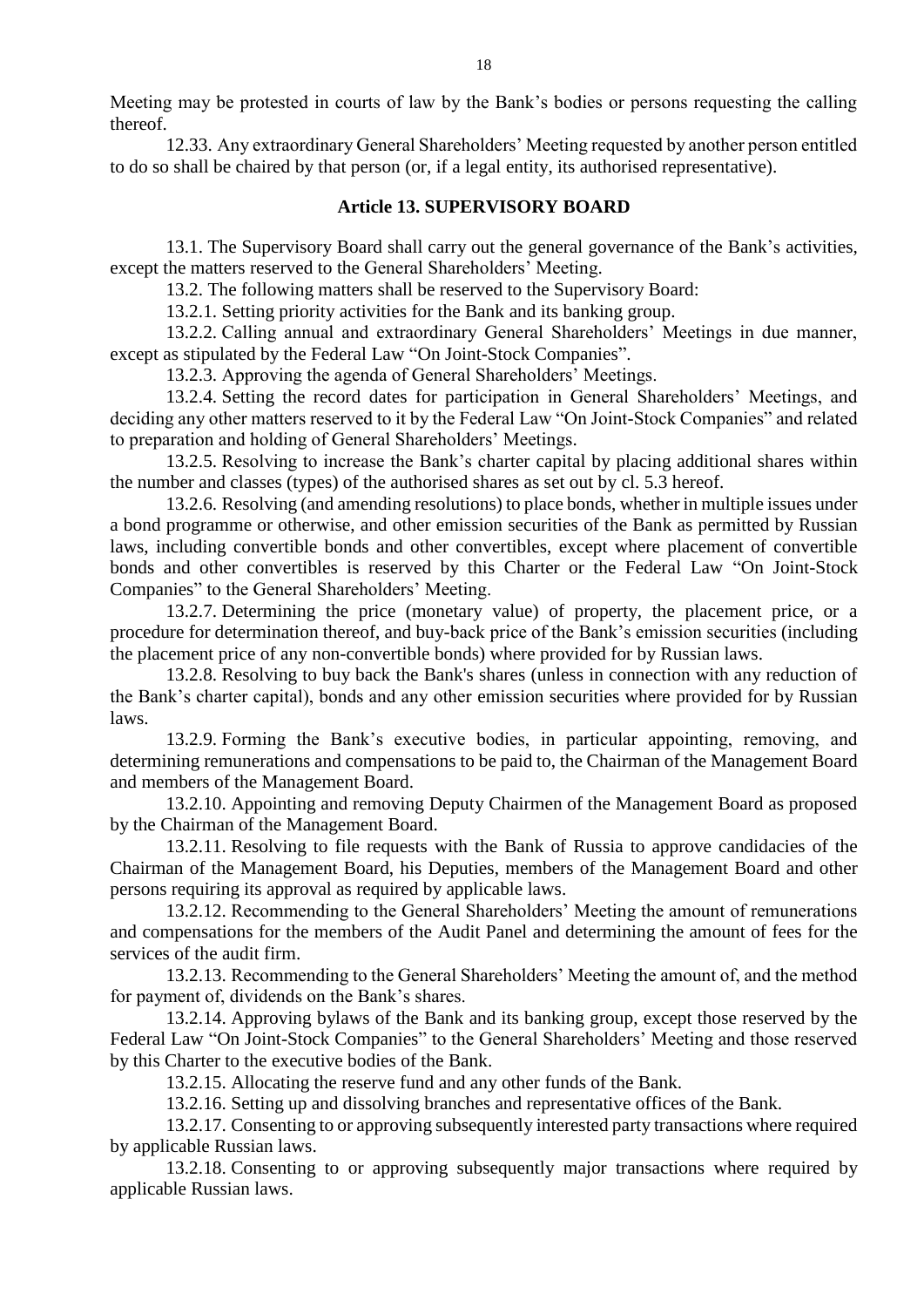Meeting may be protested in courts of law by the Bank's bodies or persons requesting the calling thereof.

12.33. Any extraordinary General Shareholders' Meeting requested by another person entitled to do so shall be chaired by that person (or, if a legal entity, its authorised representative).

### Article 13. SUPERVISORY BOARD

13.1. The Supervisory Board shall carry out the general governance of the Bank's activities, except the matters reserved to the General Shareholders' Meeting.

13.2. The following matters shall be reserved to the Supervisory Board:

13.2.1. Setting priority activities for the Bank and its banking group.

13.2.2. Calling annual and extraordinary General Shareholders' Meetings in due manner, except as stipulated by the Federal Law "On Joint-Stock Companies".

13.2.3. Approving the agenda of General Shareholders' Meetings.

13.2.4. Setting the record dates for participation in General Shareholders' Meetings, and deciding any other matters reserved to it by the Federal Law "On Joint-Stock Companies" and related to preparation and holding of General Shareholders' Meetings.

13.2.5. Resolving to increase the Bank's charter capital by placing additional shares within the number and classes (types) of the authorised shares as set out by cl. 5.3 hereof.

13.2.6. Resolving (and amending resolutions) to place bonds, whether in multiple issues under a bond programme or otherwise, and other emission securities of the Bank as permitted by Russian laws, including convertible bonds and other convertibles, except where placement of convertible bonds and other convertibles is reserved by this Charter or the Federal Law "On Joint-Stock Companies" to the General Shareholders' Meeting.

13.2.7. Determining the price (monetary value) of property, the placement price, or a procedure for determination thereof, and buy-back price of the Bank's emission securities (including the placement price of any non-convertible bonds) where provided for by Russian laws.

13.2.8. Resolving to buy back the Bank's shares (unless in connection with any reduction of the Bank's charter capital), bonds and any other emission securities where provided for by Russian laws.

13.2.9. Forming the Bank's executive bodies, in particular appointing, removing, and determining remunerations and compensations to be paid to, the Chairman of the Management Board and members of the Management Board.

13.2.10. Appointing and removing Deputy Chairmen of the Management Board as proposed by the Chairman of the Management Board.

13.2.11. Resolving to file requests with the Bank of Russia to approve candidacies of the Chairman of the Management Board, his Deputies, members of the Management Board and other persons requiring its approval as required by applicable laws.

13.2.12. Recommending to the General Shareholders' Meeting the amount of remunerations and compensations for the members of the Audit Panel and determining the amount of fees for the services of the audit firm.

13.2.13. Recommending to the General Shareholders' Meeting the amount of, and the method for payment of, dividends on the Bank's shares.

13.2.14. Approving bylaws of the Bank and its banking group, except those reserved by the Federal Law "On Joint-Stock Companies" to the General Shareholders' Meeting and those reserved by this Charter to the executive bodies of the Bank.

13.2.15. Allocating the reserve fund and any other funds of the Bank.

13.2.16. Setting up and dissolving branches and representative offices of the Bank.

13.2.17. Consenting to or approving subsequently interested party transactions where required by applicable Russian laws.

13.2.18. Consenting to or approving subsequently major transactions where required by applicable Russian laws.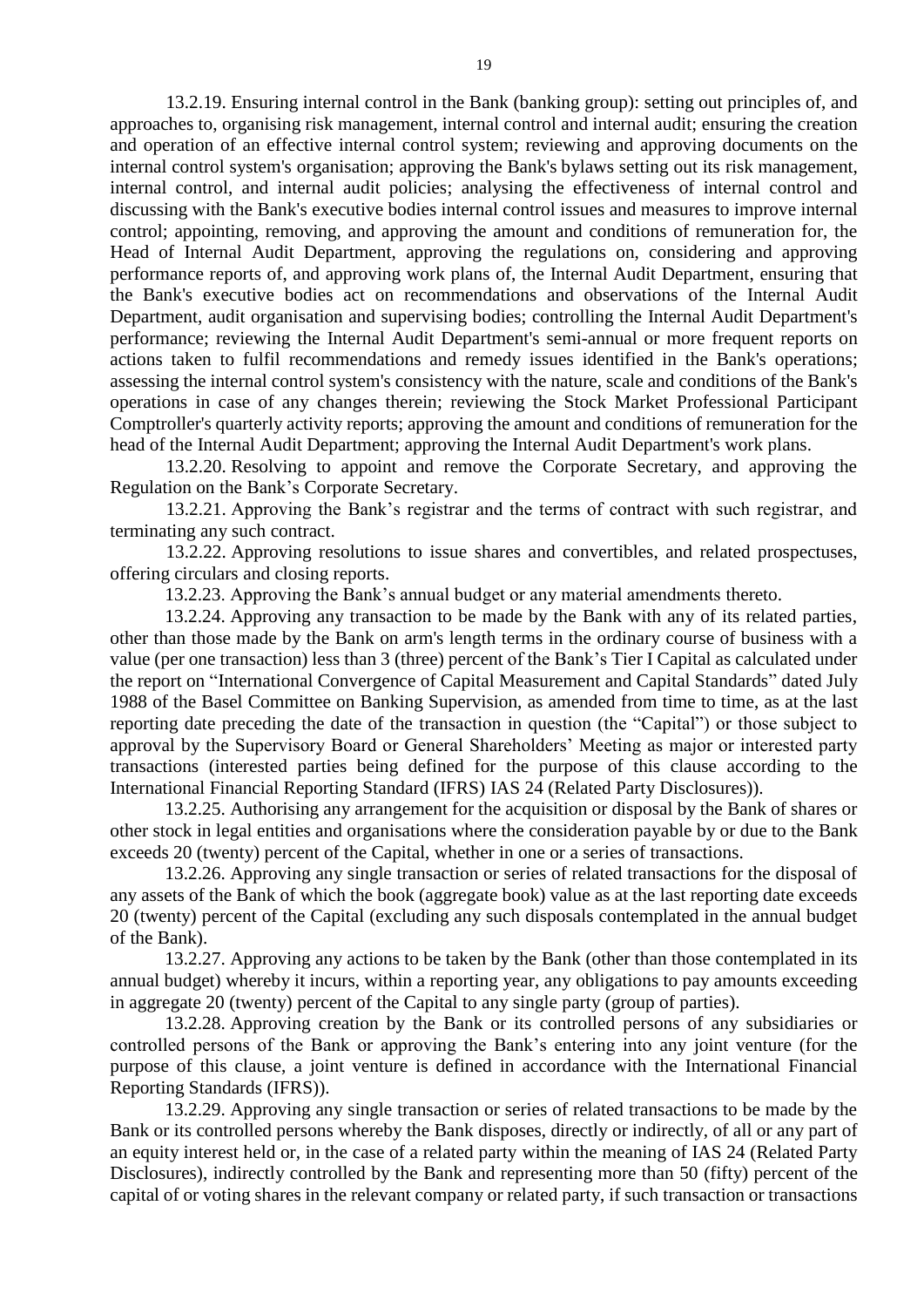13.2.19. Ensuring internal control in the Bank (banking group): setting out principles of, and approaches to, organising risk management, internal control and internal audit; ensuring the creation and operation of an effective internal control system; reviewing and approving documents on the internal control system's organisation; approving the Bank's bylaws setting out its risk management, internal control, and internal audit policies; analysing the effectiveness of internal control and discussing with the Bank's executive bodies internal control issues and measures to improve internal control; appointing, removing, and approving the amount and conditions of remuneration for, the Head of Internal Audit Department, approving the regulations on, considering and approving performance reports of, and approving work plans of, the Internal Audit Department, ensuring that the Bank's executive bodies act on recommendations and observations of the Internal Audit Department, audit organisation and supervising bodies; controlling the Internal Audit Department's performance; reviewing the Internal Audit Department's semi-annual or more frequent reports on actions taken to fulfil recommendations and remedy issues identified in the Bank's operations; assessing the internal control system's consistency with the nature, scale and conditions of the Bank's operations in case of any changes therein; reviewing the Stock Market Professional Participant Comptroller's quarterly activity reports; approving the amount and conditions of remuneration for the head of the Internal Audit Department; approving the Internal Audit Department's work plans.

13.2.20. Resolving to appoint and remove the Corporate Secretary, and approving the Regulation on the Bank's Corporate Secretary.

13.2.21. Approving the Bank's registrar and the terms of contract with such registrar, and terminating any such contract.

13.2.22. Approving resolutions to issue shares and convertibles, and related prospectuses, offering circulars and closing reports.

13.2.23. Approving the Bank's annual budget or any material amendments thereto.

13.2.24. Approving any transaction to be made by the Bank with any of its related parties, other than those made by the Bank on arm's length terms in the ordinary course of business with a value (per one transaction) less than 3 (three) percent of the Bank's Tier I Capital as calculated under the report on "International Convergence of Capital Measurement and Capital Standards" dated July 1988 of the Basel Committee on Banking Supervision, as amended from time to time, as at the last reporting date preceding the date of the transaction in question (the "Capital") or those subject to approval by the Supervisory Board or General Shareholders' Meeting as major or interested party transactions (interested parties being defined for the purpose of this clause according to the International Financial Reporting Standard (IFRS) IAS 24 (Related Party Disclosures)).

13.2.25. Authorising any arrangement for the acquisition or disposal by the Bank of shares or other stock in legal entities and organisations where the consideration payable by or due to the Bank exceeds 20 (twenty) percent of the Capital, whether in one or a series of transactions.

13.2.26. Approving any single transaction or series of related transactions for the disposal of any assets of the Bank of which the book (aggregate book) value as at the last reporting date exceeds 20 (twenty) percent of the Capital (excluding any such disposals contemplated in the annual budget of the Bank).

13.2.27. Approving any actions to be taken by the Bank (other than those contemplated in its annual budget) whereby it incurs, within a reporting year, any obligations to pay amounts exceeding in aggregate 20 (twenty) percent of the Capital to any single party (group of parties).

13.2.28. Approving creation by the Bank or its controlled persons of any subsidiaries or controlled persons of the Bank or approving the Bank's entering into any joint venture (for the purpose of this clause, a joint venture is defined in accordance with the International Financial Reporting Standards (IFRS)).

13.2.29. Approving any single transaction or series of related transactions to be made by the Bank or its controlled persons whereby the Bank disposes, directly or indirectly, of all or any part of an equity interest held or, in the case of a related party within the meaning of IAS 24 (Related Party Disclosures), indirectly controlled by the Bank and representing more than 50 (fifty) percent of the capital of or voting shares in the relevant company or related party, if such transaction or transactions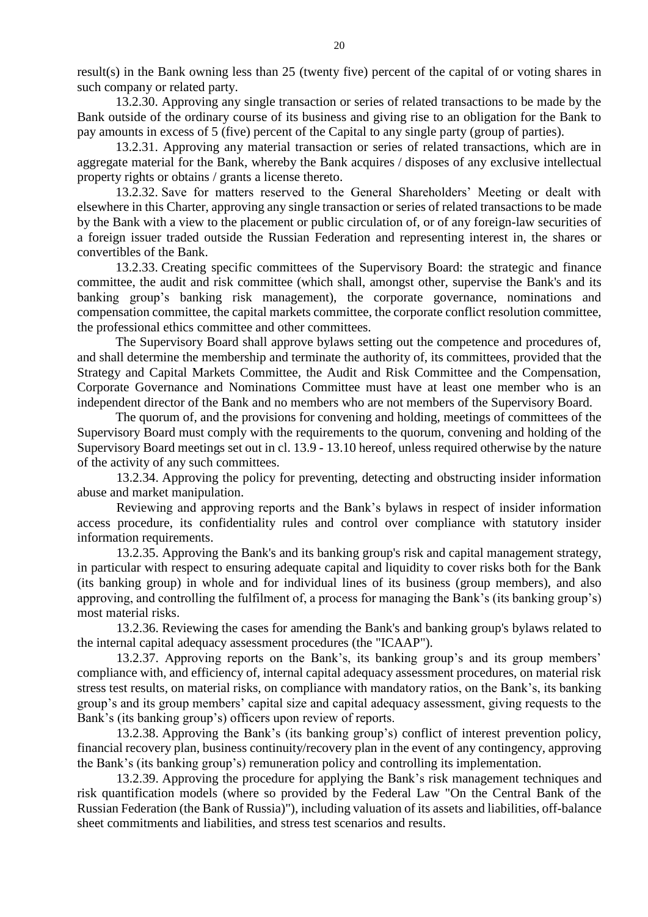result(s) in the Bank owning less than 25 (twenty five) percent of the capital of or voting shares in such company or related party.

13.2.30. Approving any single transaction or series of related transactions to be made by the Bank outside of the ordinary course of its business and giving rise to an obligation for the Bank to pay amounts in excess of 5 (five) percent of the Capital to any single party (group of parties).

13.2.31. Approving any material transaction or series of related transactions, which are in aggregate material for the Bank, whereby the Bank acquires / disposes of any exclusive intellectual property rights or obtains / grants a license thereto.

13.2.32. Save for matters reserved to the General Shareholders' Meeting or dealt with elsewhere in this Charter, approving any single transaction or series of related transactions to be made by the Bank with a view to the placement or public circulation of, or of any foreign-law securities of a foreign issuer traded outside the Russian Federation and representing interest in, the shares or convertibles of the Bank.

13.2.33. Creating specific committees of the Supervisory Board: the strategic and finance committee, the audit and risk committee (which shall, amongst other, supervise the Bank's and its banking group's banking risk management), the corporate governance, nominations and compensation committee, the capital markets committee, the corporate conflict resolution committee, the professional ethics committee and other committees.

The Supervisory Board shall approve bylaws setting out the competence and procedures of, and shall determine the membership and terminate the authority of, its committees, provided that the Strategy and Capital Markets Committee, the Audit and Risk Committee and the Compensation, Corporate Governance and Nominations Committee must have at least one member who is an independent director of the Bank and no members who are not members of the Supervisory Board.

The quorum of, and the provisions for convening and holding, meetings of committees of the Supervisory Board must comply with the requirements to the quorum, convening and holding of the Supervisory Board meetings set out in cl. 13.9 - 13.10 hereof, unless required otherwise by the nature of the activity of any such committees.

13.2.34. Approving the policy for preventing, detecting and obstructing insider information abuse and market manipulation.

Reviewing and approving reports and the Bank's bylaws in respect of insider information access procedure, its confidentiality rules and control over compliance with statutory insider information requirements.

13.2.35. Approving the Bank's and its banking group's risk and capital management strategy, in particular with respect to ensuring adequate capital and liquidity to cover risks both for the Bank (its banking group) in whole and for individual lines of its business (group members), and also approving, and controlling the fulfilment of, a process for managing the Bank's (its banking group's) most material risks.

13.2.36. Reviewing the cases for amending the Bank's and banking group's bylaws related to the internal capital adequacy assessment procedures (the "ICAAP").

13.2.37. Approving reports on the Bank's, its banking group's and its group members' compliance with, and efficiency of, internal capital adequacy assessment procedures, on material risk stress test results, on material risks, on compliance with mandatory ratios, on the Bank's, its banking group's and its group members' capital size and capital adequacy assessment, giving requests to the Bank's (its banking group's) officers upon review of reports.

13.2.38. Approving the Bank's (its banking group's) conflict of interest prevention policy, financial recovery plan, business continuity/recovery plan in the event of any contingency, approving the Bank's (its banking group's) remuneration policy and controlling its implementation.

13.2.39. Approving the procedure for applying the Bank's risk management techniques and risk quantification models (where so provided by the Federal Law "On the Central Bank of the Russian Federation (the Bank of Russia)"), including valuation of its assets and liabilities, off-balance sheet commitments and liabilities, and stress test scenarios and results.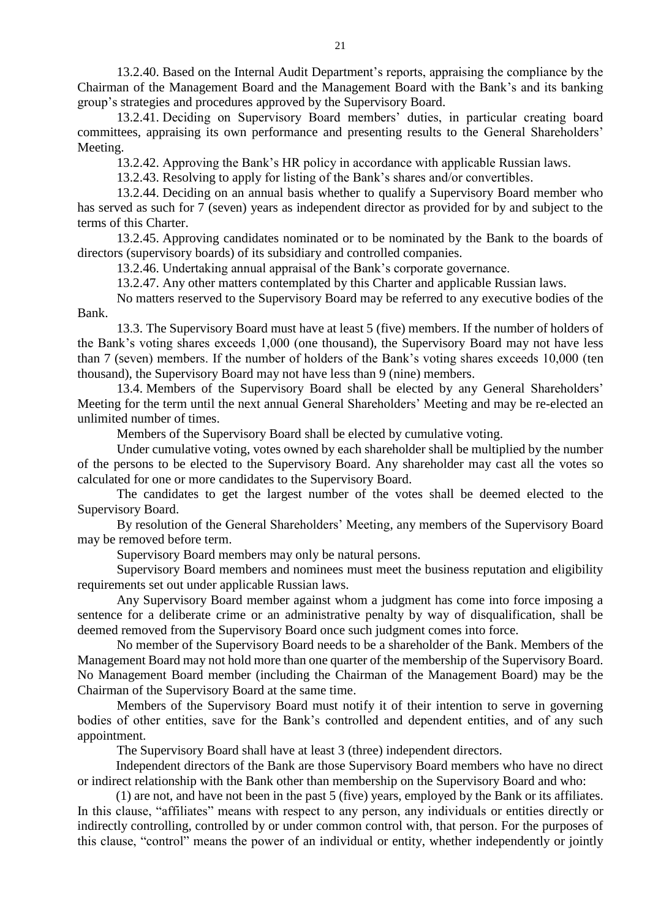13.2.40. Based on the Internal Audit Department's reports, appraising the compliance by the Chairman of the Management Board and the Management Board with the Bank's and its banking group's strategies and procedures approved by the Supervisory Board.

13.2.41. Deciding on Supervisory Board members' duties, in particular creating board committees, appraising its own performance and presenting results to the General Shareholders' Meeting.

13.2.42. Approving the Bank's HR policy in accordance with applicable Russian laws.

13.2.43. Resolving to apply for listing of the Bank's shares and/or convertibles.

13.2.44. Deciding on an annual basis whether to qualify a Supervisory Board member who has served as such for 7 (seven) years as independent director as provided for by and subject to the terms of this Charter.

13.2.45. Approving candidates nominated or to be nominated by the Bank to the boards of directors (supervisory boards) of its subsidiary and controlled companies.

13.2.46. Undertaking annual appraisal of the Bank's corporate governance.

13.2.47. Any other matters contemplated by this Charter and applicable Russian laws.

No matters reserved to the Supervisory Board may be referred to any executive bodies of the Bank.

13.3. The Supervisory Board must have at least 5 (five) members. If the number of holders of the Bank's voting shares exceeds 1,000 (one thousand), the Supervisory Board may not have less than 7 (seven) members. If the number of holders of the Bank's voting shares exceeds 10,000 (ten thousand), the Supervisory Board may not have less than 9 (nine) members.

13.4. Members of the Supervisory Board shall be elected by any General Shareholders' Meeting for the term until the next annual General Shareholders' Meeting and may be re-elected an unlimited number of times.

Members of the Supervisory Board shall be elected by cumulative voting.

Under cumulative voting, votes owned by each shareholder shall be multiplied by the number of the persons to be elected to the Supervisory Board. Any shareholder may cast all the votes so calculated for one or more candidates to the Supervisory Board.

The candidates to get the largest number of the votes shall be deemed elected to the Supervisory Board.

By resolution of the General Shareholders' Meeting, any members of the Supervisory Board may be removed before term.

Supervisory Board members may only be natural persons.

Supervisory Board members and nominees must meet the business reputation and eligibility requirements set out under applicable Russian laws.

Any Supervisory Board member against whom a judgment has come into force imposing a sentence for a deliberate crime or an administrative penalty by way of disqualification, shall be deemed removed from the Supervisory Board once such judgment comes into force.

No member of the Supervisory Board needs to be a shareholder of the Bank. Members of the Management Board may not hold more than one quarter of the membership of the Supervisory Board. No Management Board member (including the Chairman of the Management Board) may be the Chairman of the Supervisory Board at the same time.

Members of the Supervisory Board must notify it of their intention to serve in governing bodies of other entities, save for the Bank's controlled and dependent entities, and of any such appointment.

The Supervisory Board shall have at least 3 (three) independent directors.

Independent directors of the Bank are those Supervisory Board members who have no direct or indirect relationship with the Bank other than membership on the Supervisory Board and who:

(1) are not, and have not been in the past 5 (five) years, employed by the Bank or its affiliates. In this clause, "affiliates" means with respect to any person, any individuals or entities directly or indirectly controlling, controlled by or under common control with, that person. For the purposes of this clause, "control" means the power of an individual or entity, whether independently or jointly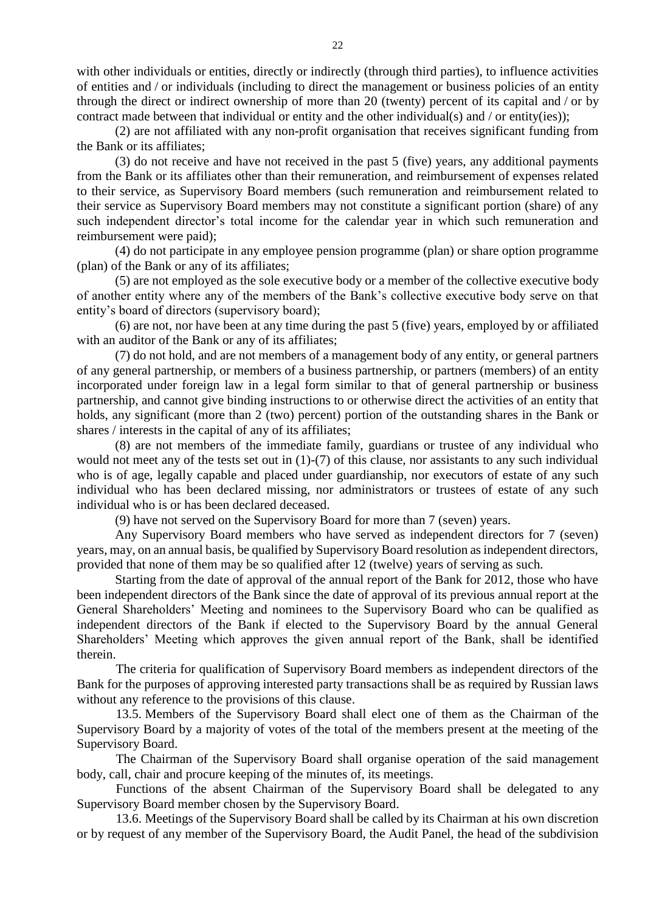with other individuals or entities, directly or indirectly (through third parties), to influence activities of entities and / or individuals (including to direct the management or business policies of an entity through the direct or indirect ownership of more than 20 (twenty) percent of its capital and / or by contract made between that individual or entity and the other individual(s) and / or entity(ies));

(2) are not affiliated with any non-profit organisation that receives significant funding from the Bank or its affiliates;

(3) do not receive and have not received in the past 5 (five) years, any additional payments from the Bank or its affiliates other than their remuneration, and reimbursement of expenses related to their service, as Supervisory Board members (such remuneration and reimbursement related to their service as Supervisory Board members may not constitute a significant portion (share) of any such independent director's total income for the calendar year in which such remuneration and reimbursement were paid);

(4) do not participate in any employee pension programme (plan) or share option programme (plan) of the Bank or any of its affiliates;

(5) are not employed as the sole executive body or a member of the collective executive body of another entity where any of the members of the Bank's collective executive body serve on that entity's board of directors (supervisory board);

(6) are not, nor have been at any time during the past 5 (five) years, employed by or affiliated with an auditor of the Bank or any of its affiliates;

(7) do not hold, and are not members of a management body of any entity, or general partners of any general partnership, or members of a business partnership, or partners (members) of an entity incorporated under foreign law in a legal form similar to that of general partnership or business partnership, and cannot give binding instructions to or otherwise direct the activities of an entity that holds, any significant (more than 2 (two) percent) portion of the outstanding shares in the Bank or shares / interests in the capital of any of its affiliates;

(8) are not members of the immediate family, guardians or trustee of any individual who would not meet any of the tests set out in (1)-(7) of this clause, nor assistants to any such individual who is of age, legally capable and placed under guardianship, nor executors of estate of any such individual who has been declared missing, nor administrators or trustees of estate of any such individual who is or has been declared deceased.

(9) have not served on the Supervisory Board for more than 7 (seven) years.

Any Supervisory Board members who have served as independent directors for 7 (seven) years, may, on an annual basis, be qualified by Supervisory Board resolution as independent directors, provided that none of them may be so qualified after 12 (twelve) years of serving as such.

Starting from the date of approval of the annual report of the Bank for 2012, those who have been independent directors of the Bank since the date of approval of its previous annual report at the General Shareholders' Meeting and nominees to the Supervisory Board who can be qualified as independent directors of the Bank if elected to the Supervisory Board by the annual General Shareholders' Meeting which approves the given annual report of the Bank, shall be identified therein.

The criteria for qualification of Supervisory Board members as independent directors of the Bank for the purposes of approving interested party transactions shall be as required by Russian laws without any reference to the provisions of this clause.

13.5. Members of the Supervisory Board shall elect one of them as the Chairman of the Supervisory Board by a majority of votes of the total of the members present at the meeting of the Supervisory Board.

The Chairman of the Supervisory Board shall organise operation of the said management body, call, chair and procure keeping of the minutes of, its meetings.

Functions of the absent Chairman of the Supervisory Board shall be delegated to any Supervisory Board member chosen by the Supervisory Board.

13.6. Meetings of the Supervisory Board shall be called by its Chairman at his own discretion or by request of any member of the Supervisory Board, the Audit Panel, the head of the subdivision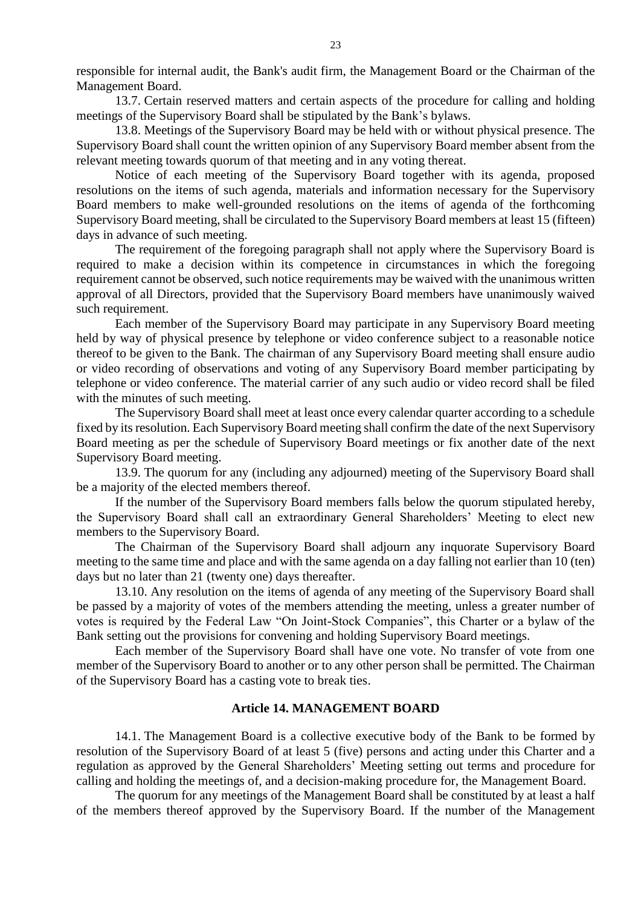responsible for internal audit, the Bank's audit firm, the Management Board or the Chairman of the Management Board.

13.7. Certain reserved matters and certain aspects of the procedure for calling and holding meetings of the Supervisory Board shall be stipulated by the Bank's bylaws.

13.8. Meetings of the Supervisory Board may be held with or without physical presence. The Supervisory Board shall count the written opinion of any Supervisory Board member absent from the relevant meeting towards quorum of that meeting and in any voting thereat.

Notice of each meeting of the Supervisory Board together with its agenda, proposed resolutions on the items of such agenda, materials and information necessary for the Supervisory Board members to make well-grounded resolutions on the items of agenda of the forthcoming Supervisory Board meeting, shall be circulated to the Supervisory Board members at least 15 (fifteen) days in advance of such meeting.

The requirement of the foregoing paragraph shall not apply where the Supervisory Board is required to make a decision within its competence in circumstances in which the foregoing requirement cannot be observed, such notice requirements may be waived with the unanimous written approval of all Directors, provided that the Supervisory Board members have unanimously waived such requirement.

Each member of the Supervisory Board may participate in any Supervisory Board meeting held by way of physical presence by telephone or video conference subject to a reasonable notice thereof to be given to the Bank. The chairman of any Supervisory Board meeting shall ensure audio or video recording of observations and voting of any Supervisory Board member participating by telephone or video conference. The material carrier of any such audio or video record shall be filed with the minutes of such meeting.

The Supervisory Board shall meet at least once every calendar quarter according to a schedule fixed by its resolution. Each Supervisory Board meeting shall confirm the date of the next Supervisory Board meeting as per the schedule of Supervisory Board meetings or fix another date of the next Supervisory Board meeting.

13.9. The quorum for any (including any adjourned) meeting of the Supervisory Board shall be a majority of the elected members thereof.

If the number of the Supervisory Board members falls below the quorum stipulated hereby, the Supervisory Board shall call an extraordinary General Shareholders' Meeting to elect new members to the Supervisory Board.

The Chairman of the Supervisory Board shall adjourn any inquorate Supervisory Board meeting to the same time and place and with the same agenda on a day falling not earlier than 10 (ten) days but no later than 21 (twenty one) days thereafter.

13.10. Any resolution on the items of agenda of any meeting of the Supervisory Board shall be passed by a majority of votes of the members attending the meeting, unless a greater number of votes is required by the Federal Law "On Joint-Stock Companies", this Charter or a bylaw of the Bank setting out the provisions for convening and holding Supervisory Board meetings.

Each member of the Supervisory Board shall have one vote. No transfer of vote from one member of the Supervisory Board to another or to any other person shall be permitted. The Chairman of the Supervisory Board has a casting vote to break ties.

## Article 14. MANAGEMENT BOARD

14.1. The Management Board is a collective executive body of the Bank to be formed by resolution of the Supervisory Board of at least 5 (five) persons and acting under this Charter and a regulation as approved by the General Shareholders' Meeting setting out terms and procedure for calling and holding the meetings of, and a decision-making procedure for, the Management Board.

The quorum for any meetings of the Management Board shall be constituted by at least a half of the members thereof approved by the Supervisory Board. If the number of the Management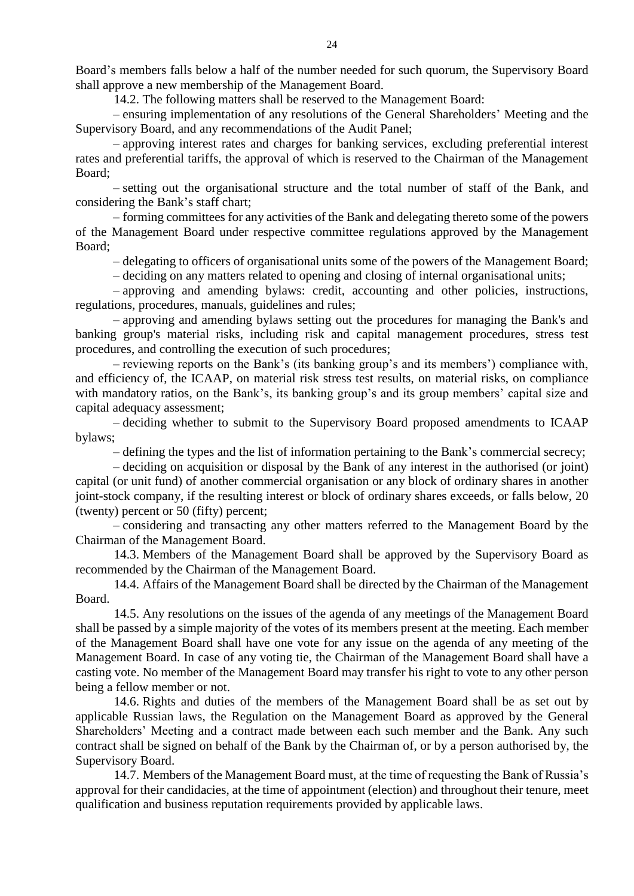Board's members falls below a half of the number needed for such quorum, the Supervisory Board shall approve a new membership of the Management Board.

14.2. The following matters shall be reserved to the Management Board:

– ensuring implementation of any resolutions of the General Shareholders' Meeting and the Supervisory Board, and any recommendations of the Audit Panel;

– approving interest rates and charges for banking services, excluding preferential interest rates and preferential tariffs, the approval of which is reserved to the Chairman of the Management Board;

– setting out the organisational structure and the total number of staff of the Bank, and considering the Bank's staff chart;

– forming committees for any activities of the Bank and delegating thereto some of the powers of the Management Board under respective committee regulations approved by the Management Board;

– delegating to officers of organisational units some of the powers of the Management Board;

– deciding on any matters related to opening and closing of internal organisational units;

– approving and amending bylaws: credit, accounting and other policies, instructions, regulations, procedures, manuals, guidelines and rules;

– approving and amending bylaws setting out the procedures for managing the Bank's and banking group's material risks, including risk and capital management procedures, stress test procedures, and controlling the execution of such procedures;

– reviewing reports on the Bank's (its banking group's and its members') compliance with, and efficiency of, the ICAAP, on material risk stress test results, on material risks, on compliance with mandatory ratios, on the Bank's, its banking group's and its group members' capital size and capital adequacy assessment;

– deciding whether to submit to the Supervisory Board proposed amendments to ICAAP bylaws;

– defining the types and the list of information pertaining to the Bank's commercial secrecy;

– deciding on acquisition or disposal by the Bank of any interest in the authorised (or joint) capital (or unit fund) of another commercial organisation or any block of ordinary shares in another joint-stock company, if the resulting interest or block of ordinary shares exceeds, or falls below, 20 (twenty) percent or 50 (fifty) percent;

– considering and transacting any other matters referred to the Management Board by the Chairman of the Management Board.

14.3. Members of the Management Board shall be approved by the Supervisory Board as recommended by the Chairman of the Management Board.

14.4. Affairs of the Management Board shall be directed by the Chairman of the Management Board.

14.5. Any resolutions on the issues of the agenda of any meetings of the Management Board shall be passed by a simple majority of the votes of its members present at the meeting. Each member of the Management Board shall have one vote for any issue on the agenda of any meeting of the Management Board. In case of any voting tie, the Chairman of the Management Board shall have a casting vote. No member of the Management Board may transfer his right to vote to any other person being a fellow member or not.

14.6. Rights and duties of the members of the Management Board shall be as set out by applicable Russian laws, the Regulation on the Management Board as approved by the General Shareholders' Meeting and a contract made between each such member and the Bank. Any such contract shall be signed on behalf of the Bank by the Chairman of, or by a person authorised by, the Supervisory Board.

14.7. Members of the Management Board must, at the time of requesting the Bank of Russia's approval for their candidacies, at the time of appointment (election) and throughout their tenure, meet qualification and business reputation requirements provided by applicable laws.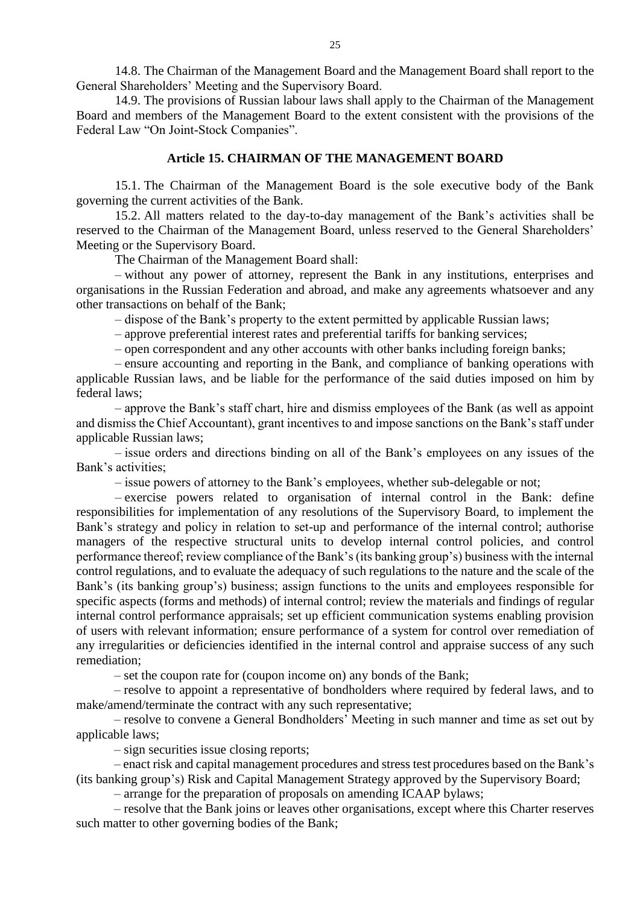14.8. The Chairman of the Management Board and the Management Board shall report to the General Shareholders' Meeting and the Supervisory Board.

14.9. The provisions of Russian labour laws shall apply to the Chairman of the Management Board and members of the Management Board to the extent consistent with the provisions of the Federal Law "On Joint-Stock Companies".

## Article 15. CHAIRMAN OF THE MANAGEMENT BOARD

15.1. The Chairman of the Management Board is the sole executive body of the Bank governing the current activities of the Bank.

15.2. All matters related to the day-to-day management of the Bank's activities shall be reserved to the Chairman of the Management Board, unless reserved to the General Shareholders' Meeting or the Supervisory Board.

The Chairman of the Management Board shall:

– without any power of attorney, represent the Bank in any institutions, enterprises and organisations in the Russian Federation and abroad, and make any agreements whatsoever and any other transactions on behalf of the Bank;

– dispose of the Bank's property to the extent permitted by applicable Russian laws;

– approve preferential interest rates and preferential tariffs for banking services;

– open correspondent and any other accounts with other banks including foreign banks;

– ensure accounting and reporting in the Bank, and compliance of banking operations with applicable Russian laws, and be liable for the performance of the said duties imposed on him by federal laws;

– approve the Bank's staff chart, hire and dismiss employees of the Bank (as well as appoint and dismiss the Chief Accountant), grant incentives to and impose sanctions on the Bank's staff under applicable Russian laws;

– issue orders and directions binding on all of the Bank's employees on any issues of the Bank's activities;

– issue powers of attorney to the Bank's employees, whether sub-delegable or not;

– exercise powers related to organisation of internal control in the Bank: define responsibilities for implementation of any resolutions of the Supervisory Board, to implement the Bank's strategy and policy in relation to set-up and performance of the internal control; authorise managers of the respective structural units to develop internal control policies, and control performance thereof; review compliance of the Bank's (its banking group's) business with the internal control regulations, and to evaluate the adequacy of such regulations to the nature and the scale of the Bank's (its banking group's) business; assign functions to the units and employees responsible for specific aspects (forms and methods) of internal control; review the materials and findings of regular internal control performance appraisals; set up efficient communication systems enabling provision of users with relevant information; ensure performance of a system for control over remediation of any irregularities or deficiencies identified in the internal control and appraise success of any such remediation;

– set the coupon rate for (coupon income on) any bonds of the Bank;

– resolve to appoint a representative of bondholders where required by federal laws, and to make/amend/terminate the contract with any such representative;

– resolve to convene a General Bondholders' Meeting in such manner and time as set out by applicable laws;

– sign securities issue closing reports;

– enact risk and capital management procedures and stress test procedures based on the Bank's (its banking group's) Risk and Capital Management Strategy approved by the Supervisory Board;

– arrange for the preparation of proposals on amending ICAAP bylaws;

– resolve that the Bank joins or leaves other organisations, except where this Charter reserves such matter to other governing bodies of the Bank;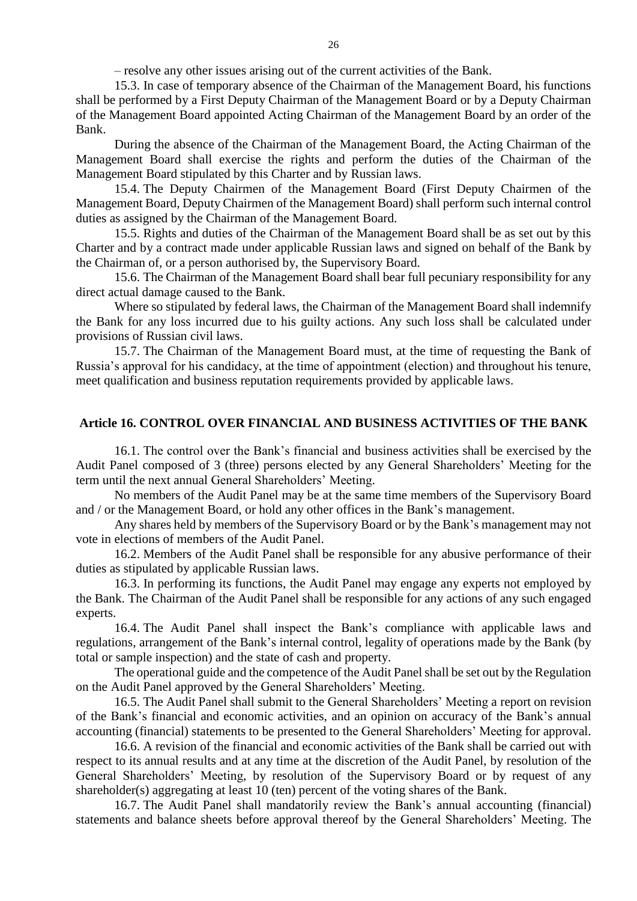– resolve any other issues arising out of the current activities of the Bank.

15.3. In case of temporary absence of the Chairman of the Management Board, his functions shall be performed by a First Deputy Chairman of the Management Board or by a Deputy Chairman of the Management Board appointed Acting Chairman of the Management Board by an order of the Bank.

During the absence of the Chairman of the Management Board, the Acting Chairman of the Management Board shall exercise the rights and perform the duties of the Chairman of the Management Board stipulated by this Charter and by Russian laws.

15.4. The Deputy Chairmen of the Management Board (First Deputy Chairmen of the Management Board, Deputy Chairmen of the Management Board) shall perform such internal control duties as assigned by the Chairman of the Management Board.

15.5. Rights and duties of the Chairman of the Management Board shall be as set out by this Charter and by a contract made under applicable Russian laws and signed on behalf of the Bank by the Chairman of, or a person authorised by, the Supervisory Board.

15.6. The Chairman of the Management Board shall bear full pecuniary responsibility for any direct actual damage caused to the Bank.

Where so stipulated by federal laws, the Chairman of the Management Board shall indemnify the Bank for any loss incurred due to his guilty actions. Any such loss shall be calculated under provisions of Russian civil laws.

15.7. The Chairman of the Management Board must, at the time of requesting the Bank of Russia's approval for his candidacy, at the time of appointment (election) and throughout his tenure, meet qualification and business reputation requirements provided by applicable laws.

## Article 16. CONTROL OVER FINANCIAL AND BUSINESS ACTIVITIES OF THE BANK

16.1. The control over the Bank's financial and business activities shall be exercised by the Audit Panel composed of 3 (three) persons elected by any General Shareholders' Meeting for the term until the next annual General Shareholders' Meeting.

No members of the Audit Panel may be at the same time members of the Supervisory Board and / or the Management Board, or hold any other offices in the Bank's management.

Any shares held by members of the Supervisory Board or by the Bank's management may not vote in elections of members of the Audit Panel.

16.2. Members of the Audit Panel shall be responsible for any abusive performance of their duties as stipulated by applicable Russian laws.

16.3. In performing its functions, the Audit Panel may engage any experts not employed by the Bank. The Chairman of the Audit Panel shall be responsible for any actions of any such engaged experts.

16.4. The Audit Panel shall inspect the Bank's compliance with applicable laws and regulations, arrangement of the Bank's internal control, legality of operations made by the Bank (by total or sample inspection) and the state of cash and property.

The operational guide and the competence of the Audit Panel shall be set out by the Regulation on the Audit Panel approved by the General Shareholders' Meeting.

16.5. The Audit Panel shall submit to the General Shareholders' Meeting a report on revision of the Bank's financial and economic activities, and an opinion on accuracy of the Bank's annual accounting (financial) statements to be presented to the General Shareholders' Meeting for approval.

16.6. A revision of the financial and economic activities of the Bank shall be carried out with respect to its annual results and at any time at the discretion of the Audit Panel, by resolution of the General Shareholders' Meeting, by resolution of the Supervisory Board or by request of any shareholder(s) aggregating at least 10 (ten) percent of the voting shares of the Bank.

16.7. The Audit Panel shall mandatorily review the Bank's annual accounting (financial) statements and balance sheets before approval thereof by the General Shareholders' Meeting. The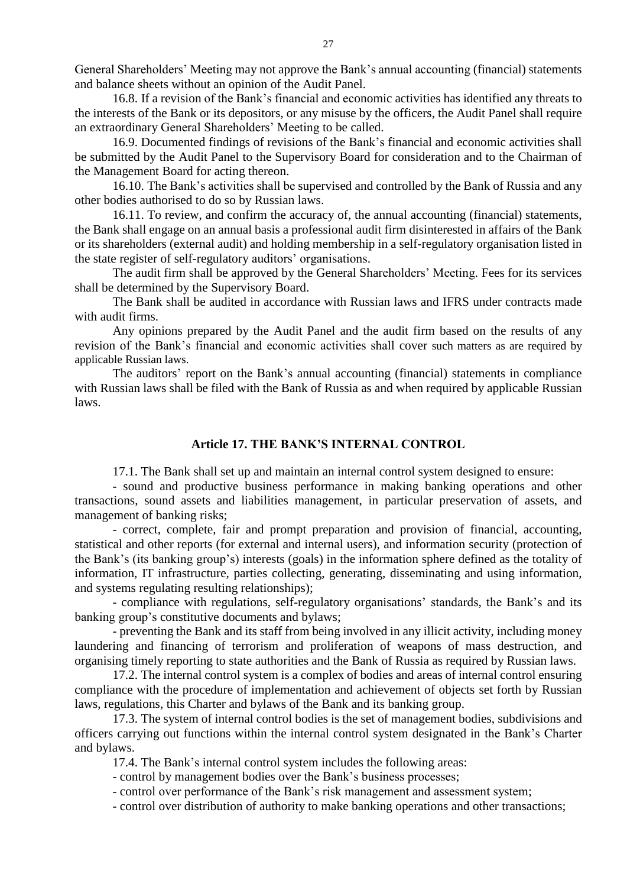General Shareholders' Meeting may not approve the Bank's annual accounting (financial) statements and balance sheets without an opinion of the Audit Panel.

16.8. If a revision of the Bank's financial and economic activities has identified any threats to the interests of the Bank or its depositors, or any misuse by the officers, the Audit Panel shall require an extraordinary General Shareholders' Meeting to be called.

16.9. Documented findings of revisions of the Bank's financial and economic activities shall be submitted by the Audit Panel to the Supervisory Board for consideration and to the Chairman of the Management Board for acting thereon.

16.10. The Bank's activities shall be supervised and controlled by the Bank of Russia and any other bodies authorised to do so by Russian laws.

16.11. To review, and confirm the accuracy of, the annual accounting (financial) statements, the Bank shall engage on an annual basis a professional audit firm disinterested in affairs of the Bank or its shareholders (external audit) and holding membership in a self-regulatory organisation listed in the state register of self-regulatory auditors' organisations.

The audit firm shall be approved by the General Shareholders' Meeting. Fees for its services shall be determined by the Supervisory Board.

The Bank shall be audited in accordance with Russian laws and IFRS under contracts made with audit firms.

Any opinions prepared by the Audit Panel and the audit firm based on the results of any revision of the Bank's financial and economic activities shall cover such matters as are required by applicable Russian laws.

The auditors' report on the Bank's annual accounting (financial) statements in compliance with Russian laws shall be filed with the Bank of Russia as and when required by applicable Russian laws.

## Article 17. THE BANK'S INTERNAL CONTROL

17.1. The Bank shall set up and maintain an internal control system designed to ensure:

- sound and productive business performance in making banking operations and other transactions, sound assets and liabilities management, in particular preservation of assets, and management of banking risks;
- correct, complete, fair and prompt preparation and provision of financial, accounting, statistical and other reports (for external and internal users), and information security (protection of the Bank's (its banking group's) interests (goals) in the information sphere defined as the totality of information, IT infrastructure, parties collecting, generating, disseminating and using information, and systems regulating resulting relationships);
- compliance with regulations, self-regulatory organisations' standards, the Bank's and its banking group's constitutive documents and bylaws;
- preventing the Bank and its staff from being involved in any illicit activity, including money laundering and financing of terrorism and proliferation of weapons of mass destruction, and organising timely reporting to state authorities and the Bank of Russia as required by Russian laws.

17.2. The internal control system is a complex of bodies and areas of internal control ensuring compliance with the procedure of implementation and achievement of objects set forth by Russian laws, regulations, this Charter and bylaws of the Bank and its banking group.

17.3. The system of internal control bodies is the set of management bodies, subdivisions and officers carrying out functions within the internal control system designated in the Bank's Charter and bylaws.

17.4. The Bank's internal control system includes the following areas:

- control by management bodies over the Bank's business processes;
- control over performance of the Bank's risk management and assessment system;
- control over distribution of authority to make banking operations and other transactions;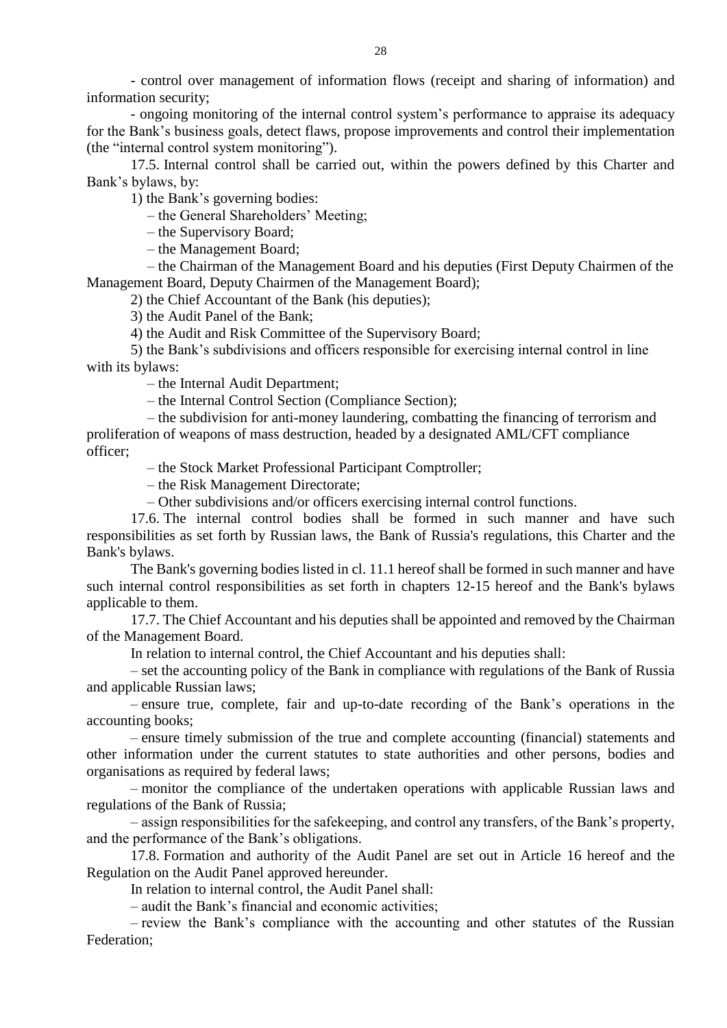- control over management of information flows (receipt and sharing of information) and information security;

- ongoing monitoring of the internal control system's performance to appraise its adequacy for the Bank's business goals, detect flaws, propose improvements and control their implementation (the "internal control system monitoring").

17.5. Internal control shall be carried out, within the powers defined by this Charter and Bank's bylaws, by:

1) the Bank's governing bodies:

– the General Shareholders' Meeting;

– the Supervisory Board;

– the Management Board;

– the Chairman of the Management Board and his deputies (First Deputy Chairmen of the Management Board, Deputy Chairmen of the Management Board);

2) the Chief Accountant of the Bank (his deputies);

3) the Audit Panel of the Bank;

4) the Audit and Risk Committee of the Supervisory Board;

5) the Bank's subdivisions and officers responsible for exercising internal control in line with its bylaws:

– the Internal Audit Department;

– the Internal Control Section (Compliance Section);

– the subdivision for anti-money laundering, combatting the financing of terrorism and proliferation of weapons of mass destruction, headed by a designated AML/CFT compliance officer;

– the Stock Market Professional Participant Comptroller;

– the Risk Management Directorate;

– Other subdivisions and/or officers exercising internal control functions.

17.6. The internal control bodies shall be formed in such manner and have such responsibilities as set forth by Russian laws, the Bank of Russia's regulations, this Charter and the Bank's bylaws.

The Bank's governing bodies listed in cl. 11.1 hereof shall be formed in such manner and have such internal control responsibilities as set forth in chapters 12-15 hereof and the Bank's bylaws applicable to them.

17.7. The Chief Accountant and his deputies shall be appointed and removed by the Chairman of the Management Board.

In relation to internal control, the Chief Accountant and his deputies shall:

– set the accounting policy of the Bank in compliance with regulations of the Bank of Russia and applicable Russian laws;

– ensure true, complete, fair and up-to-date recording of the Bank's operations in the accounting books;

– ensure timely submission of the true and complete accounting (financial) statements and other information under the current statutes to state authorities and other persons, bodies and organisations as required by federal laws;

– monitor the compliance of the undertaken operations with applicable Russian laws and regulations of the Bank of Russia;

– assign responsibilities for the safekeeping, and control any transfers, of the Bank's property, and the performance of the Bank's obligations.

17.8. Formation and authority of the Audit Panel are set out in Article 16 hereof and the Regulation on the Audit Panel approved hereunder.

In relation to internal control, the Audit Panel shall:

– audit the Bank's financial and economic activities;

– review the Bank's compliance with the accounting and other statutes of the Russian Federation;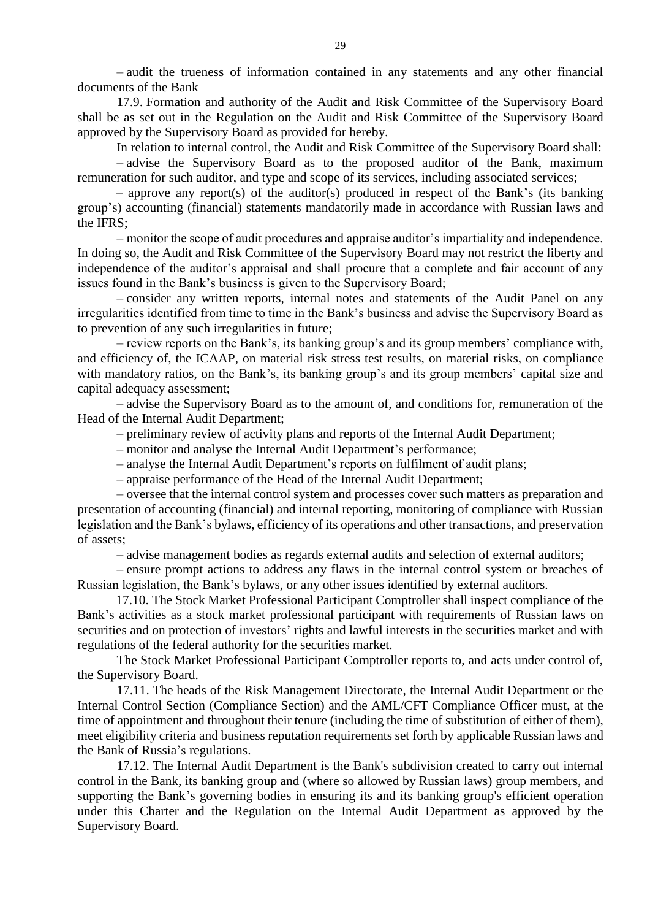– audit the trueness of information contained in any statements and any other financial documents of the Bank

17.9. Formation and authority of the Audit and Risk Committee of the Supervisory Board shall be as set out in the Regulation on the Audit and Risk Committee of the Supervisory Board approved by the Supervisory Board as provided for hereby.

In relation to internal control, the Audit and Risk Committee of the Supervisory Board shall:

– advise the Supervisory Board as to the proposed auditor of the Bank, maximum remuneration for such auditor, and type and scope of its services, including associated services;

– approve any report(s) of the auditor(s) produced in respect of the Bank's (its banking group's) accounting (financial) statements mandatorily made in accordance with Russian laws and the IFRS;

– monitor the scope of audit procedures and appraise auditor's impartiality and independence. In doing so, the Audit and Risk Committee of the Supervisory Board may not restrict the liberty and independence of the auditor's appraisal and shall procure that a complete and fair account of any issues found in the Bank's business is given to the Supervisory Board;

– consider any written reports, internal notes and statements of the Audit Panel on any irregularities identified from time to time in the Bank's business and advise the Supervisory Board as to prevention of any such irregularities in future;

– review reports on the Bank's, its banking group's and its group members' compliance with, and efficiency of, the ICAAP, on material risk stress test results, on material risks, on compliance with mandatory ratios, on the Bank's, its banking group's and its group members' capital size and capital adequacy assessment;

– advise the Supervisory Board as to the amount of, and conditions for, remuneration of the Head of the Internal Audit Department;

– preliminary review of activity plans and reports of the Internal Audit Department;

– monitor and analyse the Internal Audit Department's performance;

– analyse the Internal Audit Department's reports on fulfilment of audit plans;

– appraise performance of the Head of the Internal Audit Department;

– oversee that the internal control system and processes cover such matters as preparation and presentation of accounting (financial) and internal reporting, monitoring of compliance with Russian legislation and the Bank's bylaws, efficiency of its operations and other transactions, and preservation of assets;

– advise management bodies as regards external audits and selection of external auditors;

– ensure prompt actions to address any flaws in the internal control system or breaches of Russian legislation, the Bank's bylaws, or any other issues identified by external auditors.

17.10. The Stock Market Professional Participant Comptroller shall inspect compliance of the Bank's activities as a stock market professional participant with requirements of Russian laws on securities and on protection of investors' rights and lawful interests in the securities market and with regulations of the federal authority for the securities market.

The Stock Market Professional Participant Comptroller reports to, and acts under control of, the Supervisory Board.

17.11. The heads of the Risk Management Directorate, the Internal Audit Department or the Internal Control Section (Compliance Section) and the AML/CFT Compliance Officer must, at the time of appointment and throughout their tenure (including the time of substitution of either of them), meet eligibility criteria and business reputation requirements set forth by applicable Russian laws and the Bank of Russia's regulations.

17.12. The Internal Audit Department is the Bank's subdivision created to carry out internal control in the Bank, its banking group and (where so allowed by Russian laws) group members, and supporting the Bank's governing bodies in ensuring its and its banking group's efficient operation under this Charter and the Regulation on the Internal Audit Department as approved by the Supervisory Board.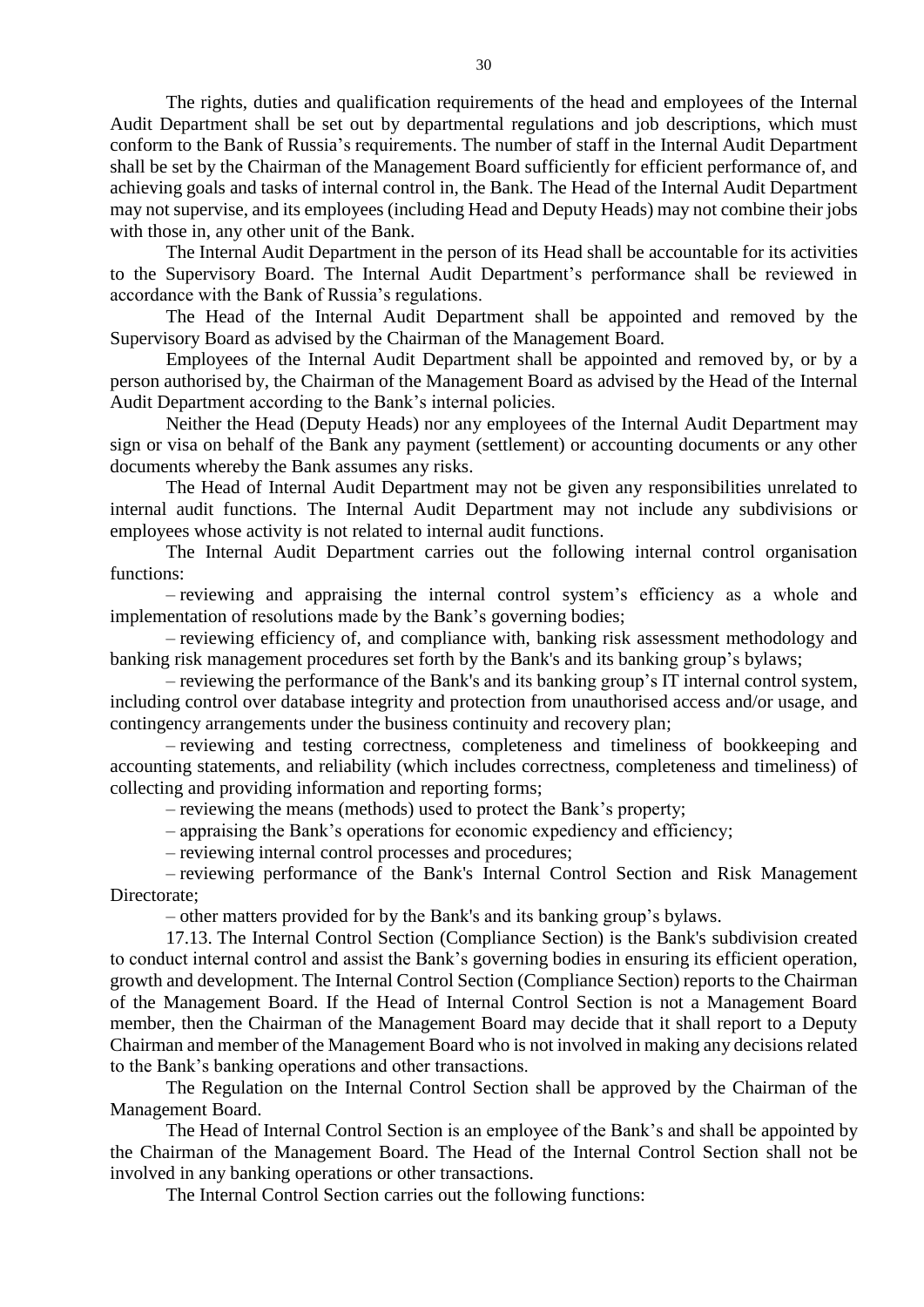The rights, duties and qualification requirements of the head and employees of the Internal Audit Department shall be set out by departmental regulations and job descriptions, which must conform to the Bank of Russia's requirements. The number of staff in the Internal Audit Department shall be set by the Chairman of the Management Board sufficiently for efficient performance of, and achieving goals and tasks of internal control in, the Bank. The Head of the Internal Audit Department may not supervise, and its employees (including Head and Deputy Heads) may not combine their jobs with those in, any other unit of the Bank.

The Internal Audit Department in the person of its Head shall be accountable for its activities to the Supervisory Board. The Internal Audit Department's performance shall be reviewed in accordance with the Bank of Russia's regulations.

The Head of the Internal Audit Department shall be appointed and removed by the Supervisory Board as advised by the Chairman of the Management Board.

Employees of the Internal Audit Department shall be appointed and removed by, or by a person authorised by, the Chairman of the Management Board as advised by the Head of the Internal Audit Department according to the Bank's internal policies.

Neither the Head (Deputy Heads) nor any employees of the Internal Audit Department may sign or visa on behalf of the Bank any payment (settlement) or accounting documents or any other documents whereby the Bank assumes any risks.

The Head of Internal Audit Department may not be given any responsibilities unrelated to internal audit functions. The Internal Audit Department may not include any subdivisions or employees whose activity is not related to internal audit functions.

The Internal Audit Department carries out the following internal control organisation functions:

– reviewing and appraising the internal control system's efficiency as a whole and implementation of resolutions made by the Bank's governing bodies;

– reviewing efficiency of, and compliance with, banking risk assessment methodology and banking risk management procedures set forth by the Bank's and its banking group's bylaws;

– reviewing the performance of the Bank's and its banking group's IT internal control system, including control over database integrity and protection from unauthorised access and/or usage, and contingency arrangements under the business continuity and recovery plan;

– reviewing and testing correctness, completeness and timeliness of bookkeeping and accounting statements, and reliability (which includes correctness, completeness and timeliness) of collecting and providing information and reporting forms;

– reviewing the means (methods) used to protect the Bank's property;

– appraising the Bank's operations for economic expediency and efficiency;

– reviewing internal control processes and procedures;

– reviewing performance of the Bank's Internal Control Section and Risk Management Directorate;

– other matters provided for by the Bank's and its banking group's bylaws.

17.13. The Internal Control Section (Compliance Section) is the Bank's subdivision created to conduct internal control and assist the Bank's governing bodies in ensuring its efficient operation, growth and development. The Internal Control Section (Compliance Section) reports to the Chairman of the Management Board. If the Head of Internal Control Section is not a Management Board member, then the Chairman of the Management Board may decide that it shall report to a Deputy Chairman and member of the Management Board who is not involved in making any decisions related to the Bank's banking operations and other transactions.

The Regulation on the Internal Control Section shall be approved by the Chairman of the Management Board.

The Head of Internal Control Section is an employee of the Bank's and shall be appointed by the Chairman of the Management Board. The Head of the Internal Control Section shall not be involved in any banking operations or other transactions.

The Internal Control Section carries out the following functions: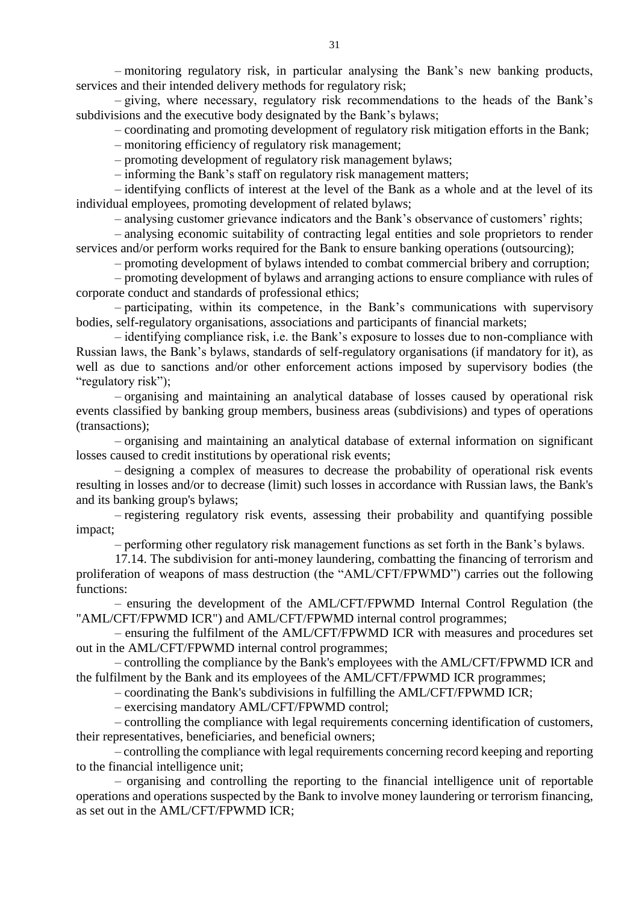– monitoring regulatory risk, in particular analysing the Bank's new banking products, services and their intended delivery methods for regulatory risk;

– giving, where necessary, regulatory risk recommendations to the heads of the Bank's subdivisions and the executive body designated by the Bank's bylaws;

– coordinating and promoting development of regulatory risk mitigation efforts in the Bank;

– monitoring efficiency of regulatory risk management;

– promoting development of regulatory risk management bylaws;

– informing the Bank's staff on regulatory risk management matters;

– identifying conflicts of interest at the level of the Bank as a whole and at the level of its individual employees, promoting development of related bylaws;

– analysing customer grievance indicators and the Bank's observance of customers' rights;

– analysing economic suitability of contracting legal entities and sole proprietors to render services and/or perform works required for the Bank to ensure banking operations (outsourcing);

– promoting development of bylaws intended to combat commercial bribery and corruption;

– promoting development of bylaws and arranging actions to ensure compliance with rules of corporate conduct and standards of professional ethics;

– participating, within its competence, in the Bank's communications with supervisory bodies, self-regulatory organisations, associations and participants of financial markets;

– identifying compliance risk, i.e. the Bank's exposure to losses due to non-compliance with Russian laws, the Bank's bylaws, standards of self-regulatory organisations (if mandatory for it), as well as due to sanctions and/or other enforcement actions imposed by supervisory bodies (the "regulatory risk");

– organising and maintaining an analytical database of losses caused by operational risk events classified by banking group members, business areas (subdivisions) and types of operations (transactions);

– organising and maintaining an analytical database of external information on significant losses caused to credit institutions by operational risk events;

– designing a complex of measures to decrease the probability of operational risk events resulting in losses and/or to decrease (limit) such losses in accordance with Russian laws, the Bank's and its banking group's bylaws;

– registering regulatory risk events, assessing their probability and quantifying possible impact;

– performing other regulatory risk management functions as set forth in the Bank's bylaws.

17.14. The subdivision for anti-money laundering, combatting the financing of terrorism and proliferation of weapons of mass destruction (the "AML/CFT/FPWMD") carries out the following functions:

– ensuring the development of the AML/CFT/FPWMD Internal Control Regulation (the "AML/CFT/FPWMD ICR") and AML/CFT/FPWMD internal control programmes;

– ensuring the fulfilment of the AML/CFT/FPWMD ICR with measures and procedures set out in the AML/CFT/FPWMD internal control programmes;

– controlling the compliance by the Bank's employees with the AML/CFT/FPWMD ICR and the fulfilment by the Bank and its employees of the AML/CFT/FPWMD ICR programmes;

– coordinating the Bank's subdivisions in fulfilling the AML/CFT/FPWMD ICR;

– exercising mandatory AML/CFT/FPWMD control;

– controlling the compliance with legal requirements concerning identification of customers, their representatives, beneficiaries, and beneficial owners;

– controlling the compliance with legal requirements concerning record keeping and reporting to the financial intelligence unit;

– organising and controlling the reporting to the financial intelligence unit of reportable operations and operations suspected by the Bank to involve money laundering or terrorism financing, as set out in the AML/CFT/FPWMD ICR;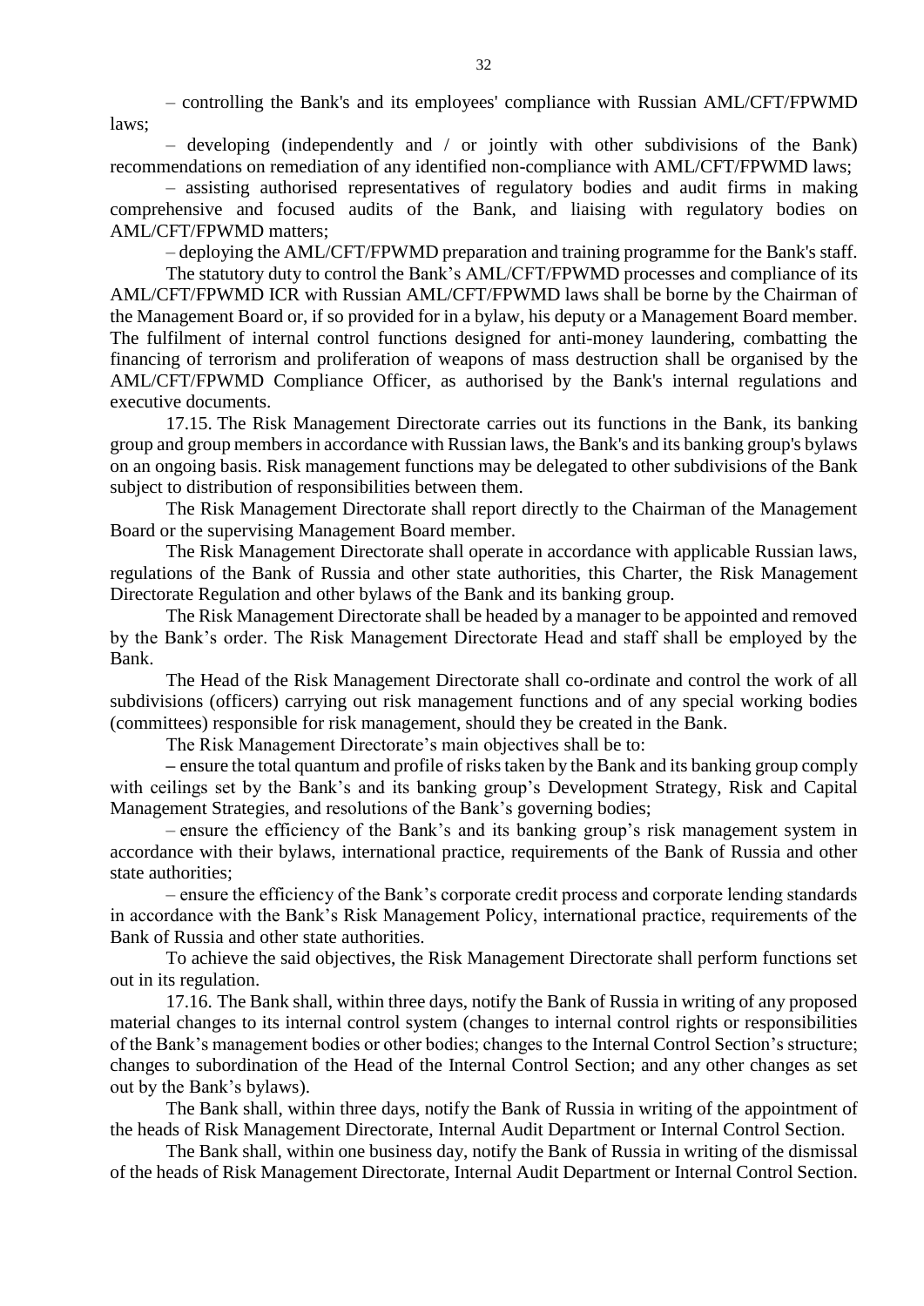– controlling the Bank's and its employees' compliance with Russian AML/CFT/FPWMD laws;

– developing (independently and / or jointly with other subdivisions of the Bank) recommendations on remediation of any identified non-compliance with AML/CFT/FPWMD laws;

– assisting authorised representatives of regulatory bodies and audit firms in making comprehensive and focused audits of the Bank, and liaising with regulatory bodies on AML/CFT/FPWMD matters;

– deploying the AML/CFT/FPWMD preparation and training programme for the Bank's staff.

The statutory duty to control the Bank's AML/CFT/FPWMD processes and compliance of its AML/CFT/FPWMD ICR with Russian AML/CFT/FPWMD laws shall be borne by the Chairman of the Management Board or, if so provided for in a bylaw, his deputy or a Management Board member. The fulfilment of internal control functions designed for anti-money laundering, combatting the financing of terrorism and proliferation of weapons of mass destruction shall be organised by the AML/CFT/FPWMD Compliance Officer, as authorised by the Bank's internal regulations and executive documents.

17.15. The Risk Management Directorate carries out its functions in the Bank, its banking group and group members in accordance with Russian laws, the Bank's and its banking group's bylaws on an ongoing basis. Risk management functions may be delegated to other subdivisions of the Bank subject to distribution of responsibilities between them.

The Risk Management Directorate shall report directly to the Chairman of the Management Board or the supervising Management Board member.

The Risk Management Directorate shall operate in accordance with applicable Russian laws, regulations of the Bank of Russia and other state authorities, this Charter, the Risk Management Directorate Regulation and other bylaws of the Bank and its banking group.

The Risk Management Directorate shall be headed by a manager to be appointed and removed by the Bank's order. The Risk Management Directorate Head and staff shall be employed by the Bank.

The Head of the Risk Management Directorate shall co-ordinate and control the work of all subdivisions (officers) carrying out risk management functions and of any special working bodies (committees) responsible for risk management, should they be created in the Bank.

The Risk Management Directorate's main objectives shall be to:

– ensure the total quantum and profile of risks taken by the Bank and its banking group comply with ceilings set by the Bank's and its banking group's Development Strategy, Risk and Capital Management Strategies, and resolutions of the Bank's governing bodies;

– ensure the efficiency of the Bank's and its banking group's risk management system in accordance with their bylaws, international practice, requirements of the Bank of Russia and other state authorities;

– ensure the efficiency of the Bank's corporate credit process and corporate lending standards in accordance with the Bank's Risk Management Policy, international practice, requirements of the Bank of Russia and other state authorities.

To achieve the said objectives, the Risk Management Directorate shall perform functions set out in its regulation.

17.16. The Bank shall, within three days, notify the Bank of Russia in writing of any proposed material changes to its internal control system (changes to internal control rights or responsibilities of the Bank's management bodies or other bodies; changes to the Internal Control Section's structure; changes to subordination of the Head of the Internal Control Section; and any other changes as set out by the Bank's bylaws).

The Bank shall, within three days, notify the Bank of Russia in writing of the appointment of the heads of Risk Management Directorate, Internal Audit Department or Internal Control Section.

The Bank shall, within one business day, notify the Bank of Russia in writing of the dismissal of the heads of Risk Management Directorate, Internal Audit Department or Internal Control Section.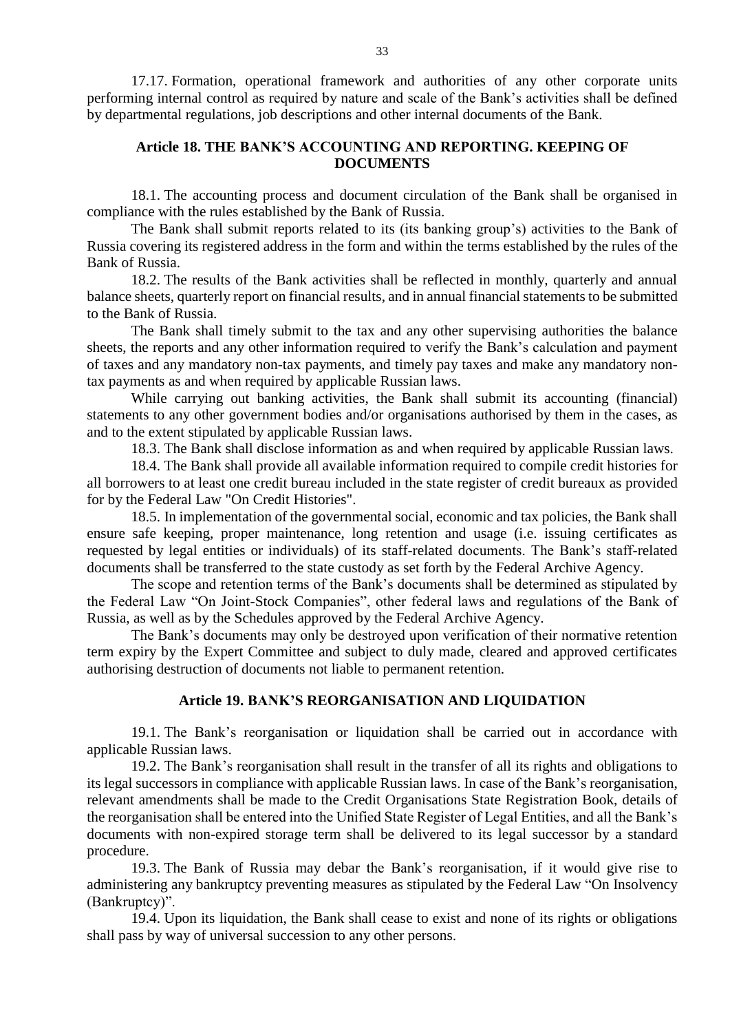17.17. Formation, operational framework and authorities of any other corporate units performing internal control as required by nature and scale of the Bank's activities shall be defined by departmental regulations, job descriptions and other internal documents of the Bank.

## Article 18. THE BANK'S ACCOUNTING AND REPORTING. KEEPING OF DOCUMENTS

18.1. The accounting process and document circulation of the Bank shall be organised in compliance with the rules established by the Bank of Russia.

The Bank shall submit reports related to its (its banking group's) activities to the Bank of Russia covering its registered address in the form and within the terms established by the rules of the Bank of Russia.

18.2. The results of the Bank activities shall be reflected in monthly, quarterly and annual balance sheets, quarterly report on financial results, and in annual financial statements to be submitted to the Bank of Russia.

The Bank shall timely submit to the tax and any other supervising authorities the balance sheets, the reports and any other information required to verify the Bank's calculation and payment of taxes and any mandatory non-tax payments, and timely pay taxes and make any mandatory non-tax payments as and when required by applicable Russian laws.

While carrying out banking activities, the Bank shall submit its accounting (financial) statements to any other government bodies and/or organisations authorised by them in the cases, as and to the extent stipulated by applicable Russian laws.

18.3. The Bank shall disclose information as and when required by applicable Russian laws.

18.4. The Bank shall provide all available information required to compile credit histories for all borrowers to at least one credit bureau included in the state register of credit bureaux as provided for by the Federal Law "On Credit Histories".

18.5. In implementation of the governmental social, economic and tax policies, the Bank shall ensure safe keeping, proper maintenance, long retention and usage (i.e. issuing certificates as requested by legal entities or individuals) of its staff-related documents. The Bank's staff-related documents shall be transferred to the state custody as set forth by the Federal Archive Agency.

The scope and retention terms of the Bank's documents shall be determined as stipulated by the Federal Law "On Joint-Stock Companies", other federal laws and regulations of the Bank of Russia, as well as by the Schedules approved by the Federal Archive Agency.

The Bank's documents may only be destroyed upon verification of their normative retention term expiry by the Expert Committee and subject to duly made, cleared and approved certificates authorising destruction of documents not liable to permanent retention.

## Article 19. BANK'S REORGANISATION AND LIQUIDATION

19.1. The Bank's reorganisation or liquidation shall be carried out in accordance with applicable Russian laws.

19.2. The Bank's reorganisation shall result in the transfer of all its rights and obligations to its legal successors in compliance with applicable Russian laws. In case of the Bank's reorganisation, relevant amendments shall be made to the Credit Organisations State Registration Book, details of the reorganisation shall be entered into the Unified State Register of Legal Entities, and all the Bank's documents with non-expired storage term shall be delivered to its legal successor by a standard procedure.

19.3. The Bank of Russia may debar the Bank's reorganisation, if it would give rise to administering any bankruptcy preventing measures as stipulated by the Federal Law "On Insolvency (Bankruptcy)".

19.4. Upon its liquidation, the Bank shall cease to exist and none of its rights or obligations shall pass by way of universal succession to any other persons.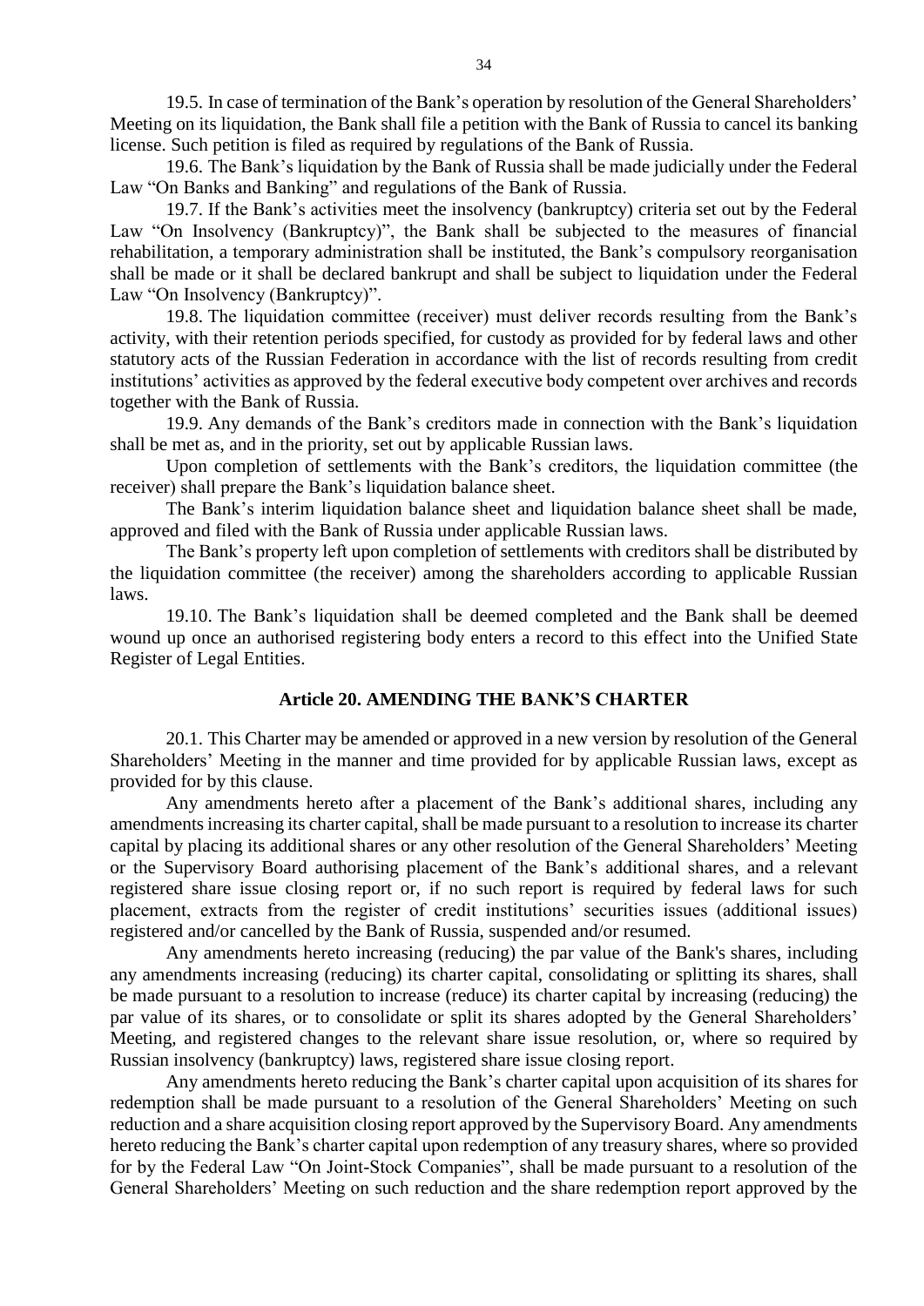19.5. In case of termination of the Bank's operation by resolution of the General Shareholders' Meeting on its liquidation, the Bank shall file a petition with the Bank of Russia to cancel its banking license. Such petition is filed as required by regulations of the Bank of Russia.

19.6. The Bank's liquidation by the Bank of Russia shall be made judicially under the Federal Law "On Banks and Banking" and regulations of the Bank of Russia.

19.7. If the Bank's activities meet the insolvency (bankruptcy) criteria set out by the Federal Law "On Insolvency (Bankruptcy)", the Bank shall be subjected to the measures of financial rehabilitation, a temporary administration shall be instituted, the Bank's compulsory reorganisation shall be made or it shall be declared bankrupt and shall be subject to liquidation under the Federal Law "On Insolvency (Bankruptcy)".

19.8. The liquidation committee (receiver) must deliver records resulting from the Bank's activity, with their retention periods specified, for custody as provided for by federal laws and other statutory acts of the Russian Federation in accordance with the list of records resulting from credit institutions' activities as approved by the federal executive body competent over archives and records together with the Bank of Russia.

19.9. Any demands of the Bank's creditors made in connection with the Bank's liquidation shall be met as, and in the priority, set out by applicable Russian laws.

Upon completion of settlements with the Bank's creditors, the liquidation committee (the receiver) shall prepare the Bank's liquidation balance sheet.

The Bank's interim liquidation balance sheet and liquidation balance sheet shall be made, approved and filed with the Bank of Russia under applicable Russian laws.

The Bank's property left upon completion of settlements with creditors shall be distributed by the liquidation committee (the receiver) among the shareholders according to applicable Russian laws.

19.10. The Bank's liquidation shall be deemed completed and the Bank shall be deemed wound up once an authorised registering body enters a record to this effect into the Unified State Register of Legal Entities.

## Article 20. AMENDING THE BANK'S CHARTER

20.1. This Charter may be amended or approved in a new version by resolution of the General Shareholders' Meeting in the manner and time provided for by applicable Russian laws, except as provided for by this clause.

Any amendments hereto after a placement of the Bank's additional shares, including any amendments increasing its charter capital, shall be made pursuant to a resolution to increase its charter capital by placing its additional shares or any other resolution of the General Shareholders' Meeting or the Supervisory Board authorising placement of the Bank's additional shares, and a relevant registered share issue closing report or, if no such report is required by federal laws for such placement, extracts from the register of credit institutions' securities issues (additional issues) registered and/or cancelled by the Bank of Russia, suspended and/or resumed.

Any amendments hereto increasing (reducing) the par value of the Bank's shares, including any amendments increasing (reducing) its charter capital, consolidating or splitting its shares, shall be made pursuant to a resolution to increase (reduce) its charter capital by increasing (reducing) the par value of its shares, or to consolidate or split its shares adopted by the General Shareholders' Meeting, and registered changes to the relevant share issue resolution, or, where so required by Russian insolvency (bankruptcy) laws, registered share issue closing report.

Any amendments hereto reducing the Bank's charter capital upon acquisition of its shares for redemption shall be made pursuant to a resolution of the General Shareholders' Meeting on such reduction and a share acquisition closing report approved by the Supervisory Board. Any amendments hereto reducing the Bank's charter capital upon redemption of any treasury shares, where so provided for by the Federal Law "On Joint-Stock Companies", shall be made pursuant to a resolution of the General Shareholders' Meeting on such reduction and the share redemption report approved by the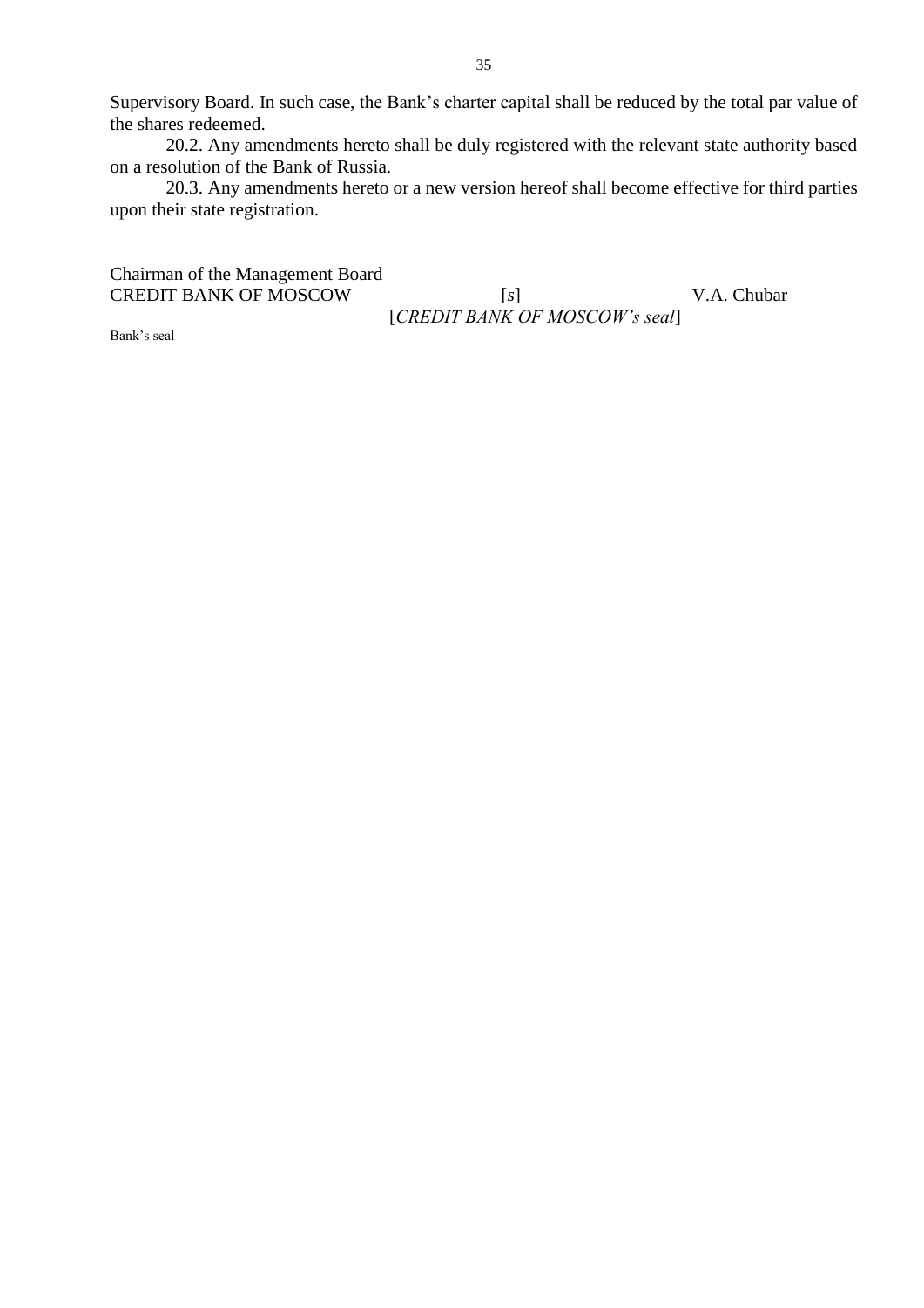Supervisory Board. In such case, the Bank's charter capital shall be reduced by the total par value of the shares redeemed.

20.2. Any amendments hereto shall be duly registered with the relevant state authority based on a resolution of the Bank of Russia.

20.3. Any amendments hereto or a new version hereof shall become effective for third parties upon their state registration.

Chairman of the Management Board
CREDIT BANK OF MOSCOW [*s*] V.A. Chubar
[*CREDIT BANK OF MOSCOW's seal*]

Bank's seal